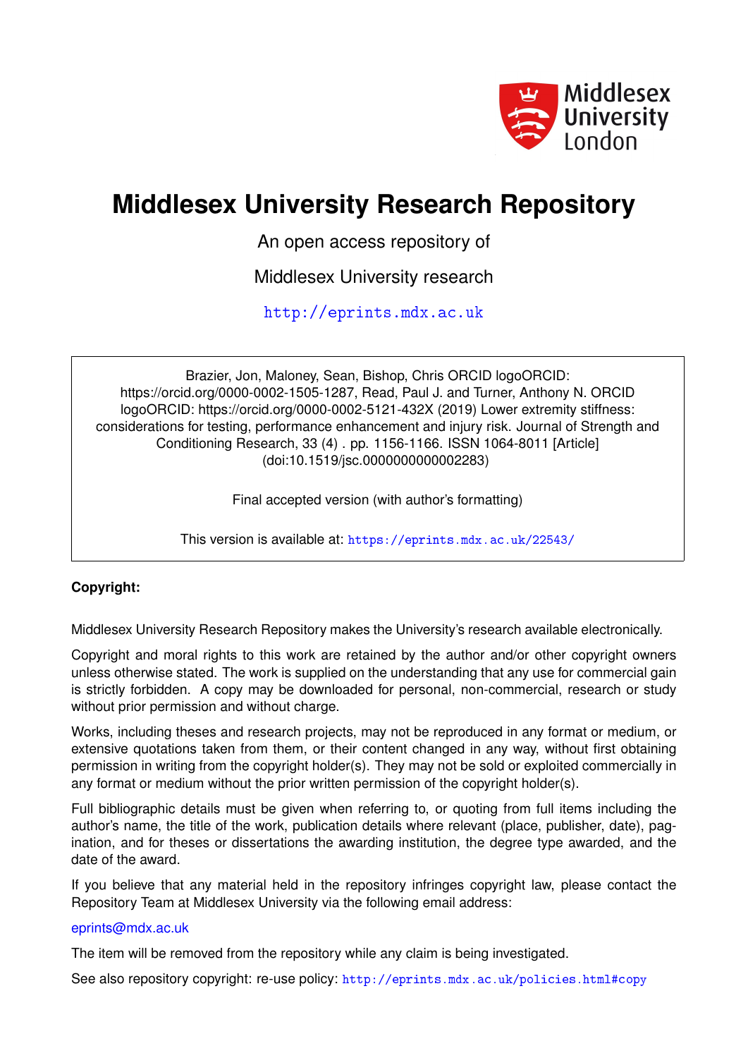# Middlesex University Research Repository

An open access repository of

Middlesex University research

http://eprints.mdx.ac.uk

Brazier, Jon, Maloney, Sean, Bishop, Chris ORCID logoORCID: https://orcid.org/0000-0002-1505-1287, Read, Paul J. and Turner, Anthony N. ORCID logoORCID: https://orcid.org/0000-0002-5121-432X (2019) Lower extremity stiffness: considerations for testing, performance enhancement and injury risk. Journal of Strength and Conditioning Research, 33 (4) . pp. 1156-1166. ISSN 1064-8011 [Article] (doi:10.1519/jsc.0000000000002283)

Final accepted version (with author's formatting)

This version is available at: https://eprints.mdx.ac.uk/22543/

**Copyright:**

Middlesex University Research Repository makes the University's research available electronically.

Copyright and moral rights to this work are retained by the author and/or other copyright owners unless otherwise stated. The work is supplied on the understanding that any use for commercial gain is strictly forbidden. A copy may be downloaded for personal, non-commercial, research or study without prior permission and without charge.

Works, including theses and research projects, may not be reproduced in any format or medium, or extensive quotations taken from them, or their content changed in any way, without first obtaining permission in writing from the copyright holder(s). They may not be sold or exploited commercially in any format or medium without the prior written permission of the copyright holder(s).

Full bibliographic details must be given when referring to, or quoting from full items including the author's name, the title of the work, publication details where relevant (place, publisher, date), pagination, and for theses or dissertations the awarding institution, the degree type awarded, and the date of the award.

If you believe that any material held in the repository infringes copyright law, please contact the Repository Team at Middlesex University via the following email address:

eprints@mdx.ac.uk

The item will be removed from the repository while any claim is being investigated.

See also repository copyright: re-use policy: http://eprints.mdx.ac.uk/policies.html#copy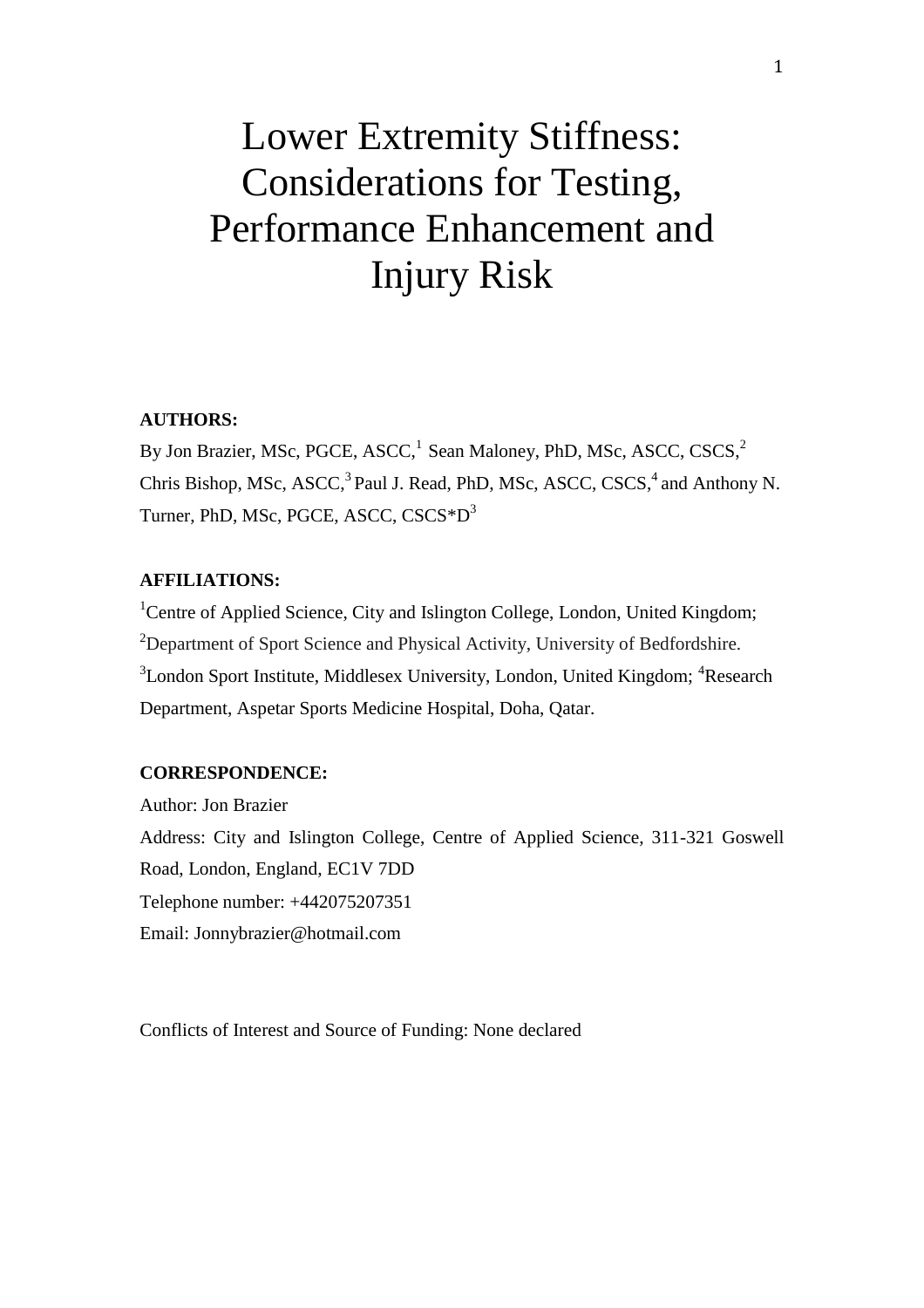# Lower Extremity Stiffness: Considerations for Testing, Performance Enhancement and Injury Risk

**AUTHORS:**

By Jon Brazier, MSc, PGCE, ASCC,[1] Sean Maloney, PhD, MSc, ASCC, CSCS,[2] Chris Bishop, MSc, ASCC,[3] Paul J. Read, PhD, MSc, ASCC, CSCS,[4] and Anthony N. Turner, PhD, MSc, PGCE, ASCC, CSCS*D[3]

**AFFILIATIONS:**

[1]Centre of Applied Science, City and Islington College, London, United Kingdom; [2]Department of Sport Science and Physical Activity, University of Bedfordshire. [3]London Sport Institute, Middlesex University, London, United Kingdom; [4]Research Department, Aspetar Sports Medicine Hospital, Doha, Qatar.

**CORRESPONDENCE:**

Author: Jon Brazier

Address: City and Islington College, Centre of Applied Science, 311-321 Goswell Road, London, England, EC1V 7DD

Telephone number: +442075207351

Email: Jonnybrazier@hotmail.com

Conflicts of Interest and Source of Funding: None declared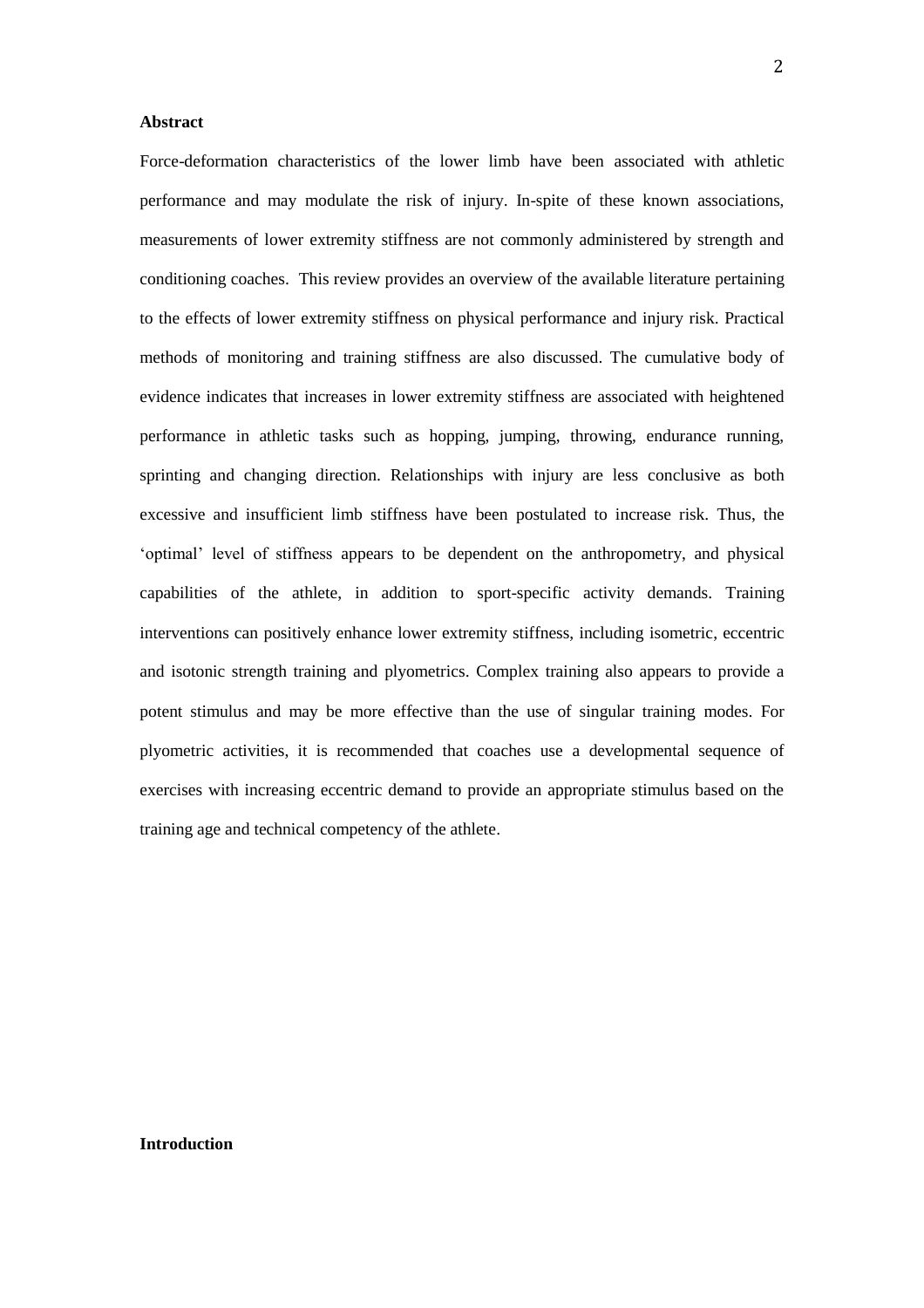## Abstract

Force-deformation characteristics of the lower limb have been associated with athletic performance and may modulate the risk of injury. In-spite of these known associations, measurements of lower extremity stiffness are not commonly administered by strength and conditioning coaches. This review provides an overview of the available literature pertaining to the effects of lower extremity stiffness on physical performance and injury risk. Practical methods of monitoring and training stiffness are also discussed. The cumulative body of evidence indicates that increases in lower extremity stiffness are associated with heightened performance in athletic tasks such as hopping, jumping, throwing, endurance running, sprinting and changing direction. Relationships with injury are less conclusive as both excessive and insufficient limb stiffness have been postulated to increase risk. Thus, the 'optimal' level of stiffness appears to be dependent on the anthropometry, and physical capabilities of the athlete, in addition to sport-specific activity demands. Training interventions can positively enhance lower extremity stiffness, including isometric, eccentric and isotonic strength training and plyometrics. Complex training also appears to provide a potent stimulus and may be more effective than the use of singular training modes. For plyometric activities, it is recommended that coaches use a developmental sequence of exercises with increasing eccentric demand to provide an appropriate stimulus based on the training age and technical competency of the athlete.

## Introduction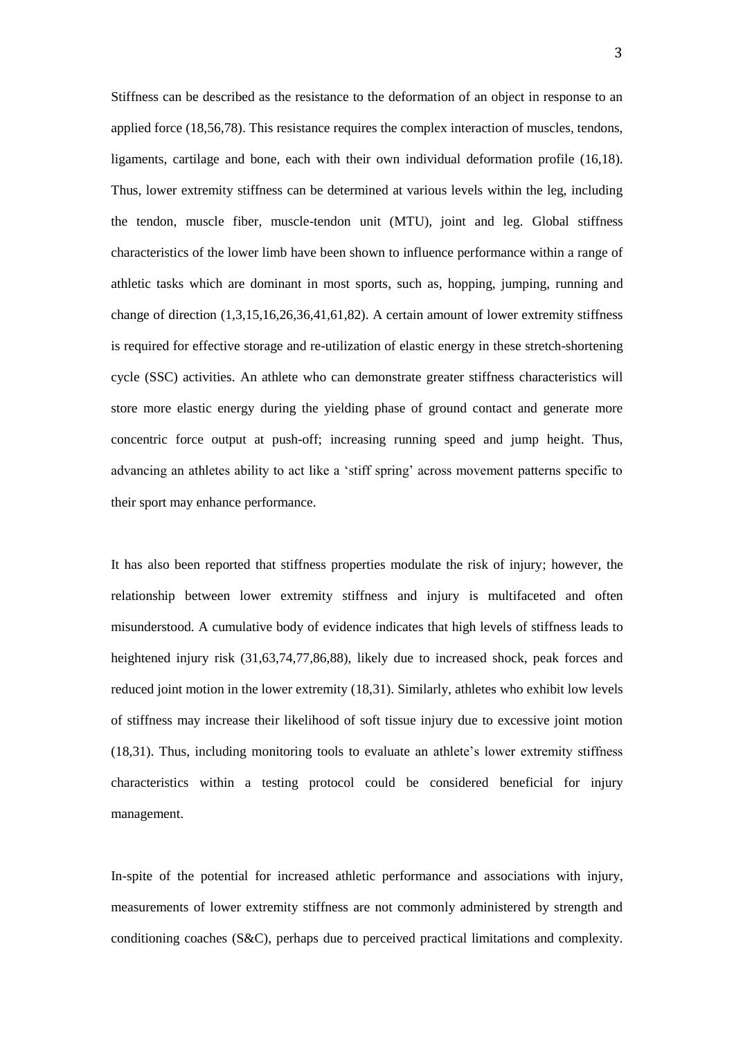Stiffness can be described as the resistance to the deformation of an object in response to an applied force (18,56,78). This resistance requires the complex interaction of muscles, tendons, ligaments, cartilage and bone, each with their own individual deformation profile (16,18). Thus, lower extremity stiffness can be determined at various levels within the leg, including the tendon, muscle fiber, muscle-tendon unit (MTU), joint and leg. Global stiffness characteristics of the lower limb have been shown to influence performance within a range of athletic tasks which are dominant in most sports, such as, hopping, jumping, running and change of direction (1,3,15,16,26,36,41,61,82). A certain amount of lower extremity stiffness is required for effective storage and re-utilization of elastic energy in these stretch-shortening cycle (SSC) activities. An athlete who can demonstrate greater stiffness characteristics will store more elastic energy during the yielding phase of ground contact and generate more concentric force output at push-off; increasing running speed and jump height. Thus, advancing an athletes ability to act like a 'stiff spring' across movement patterns specific to their sport may enhance performance.

It has also been reported that stiffness properties modulate the risk of injury; however, the relationship between lower extremity stiffness and injury is multifaceted and often misunderstood. A cumulative body of evidence indicates that high levels of stiffness leads to heightened injury risk (31,63,74,77,86,88), likely due to increased shock, peak forces and reduced joint motion in the lower extremity (18,31). Similarly, athletes who exhibit low levels of stiffness may increase their likelihood of soft tissue injury due to excessive joint motion (18,31). Thus, including monitoring tools to evaluate an athlete's lower extremity stiffness characteristics within a testing protocol could be considered beneficial for injury management.

In-spite of the potential for increased athletic performance and associations with injury, measurements of lower extremity stiffness are not commonly administered by strength and conditioning coaches (S&C), perhaps due to perceived practical limitations and complexity.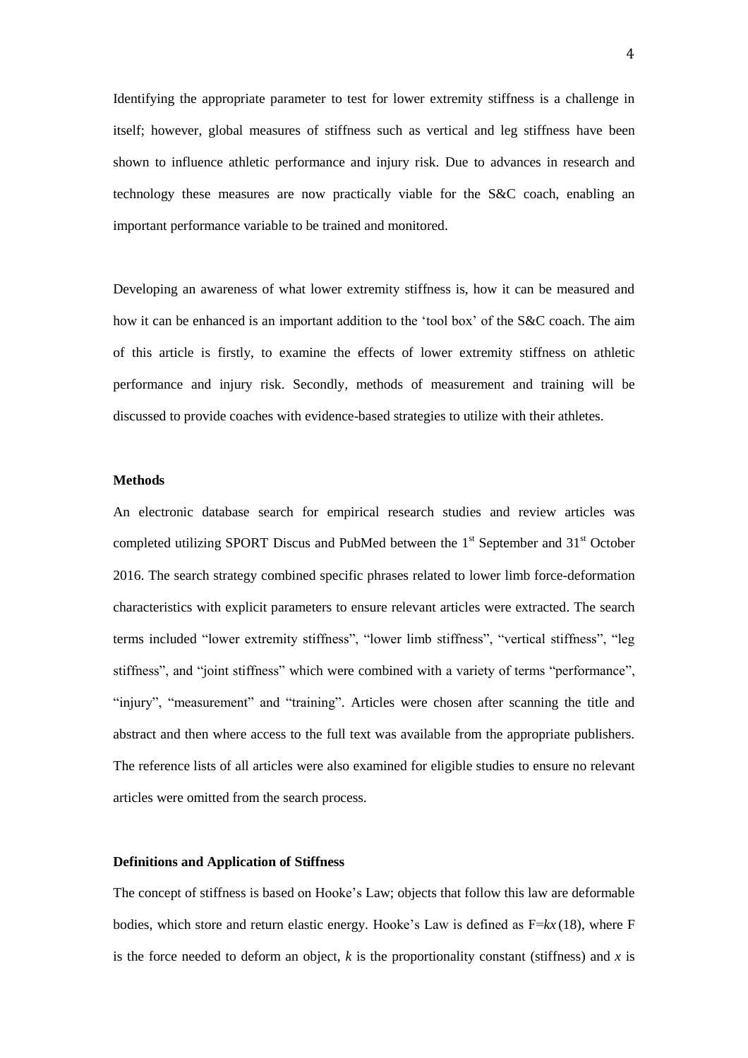Identifying the appropriate parameter to test for lower extremity stiffness is a challenge in itself; however, global measures of stiffness such as vertical and leg stiffness have been shown to influence athletic performance and injury risk. Due to advances in research and technology these measures are now practically viable for the S&C coach, enabling an important performance variable to be trained and monitored.

Developing an awareness of what lower extremity stiffness is, how it can be measured and how it can be enhanced is an important addition to the 'tool box' of the S&C coach. The aim of this article is firstly, to examine the effects of lower extremity stiffness on athletic performance and injury risk. Secondly, methods of measurement and training will be discussed to provide coaches with evidence-based strategies to utilize with their athletes.

### Methods

An electronic database search for empirical research studies and review articles was completed utilizing SPORT Discus and PubMed between the 1st September and 31st October 2016. The search strategy combined specific phrases related to lower limb force-deformation characteristics with explicit parameters to ensure relevant articles were extracted. The search terms included "lower extremity stiffness", "lower limb stiffness", "vertical stiffness", "leg stiffness", and "joint stiffness" which were combined with a variety of terms "performance", "injury", "measurement" and "training". Articles were chosen after scanning the title and abstract and then where access to the full text was available from the appropriate publishers. The reference lists of all articles were also examined for eligible studies to ensure no relevant articles were omitted from the search process.

### Definitions and Application of Stiffness

The concept of stiffness is based on Hooke's Law; objects that follow this law are deformable bodies, which store and return elastic energy. Hooke's Law is defined as $F=kx$ (18), where F is the force needed to deform an object, $k$ is the proportionality constant (stiffness) and $x$ is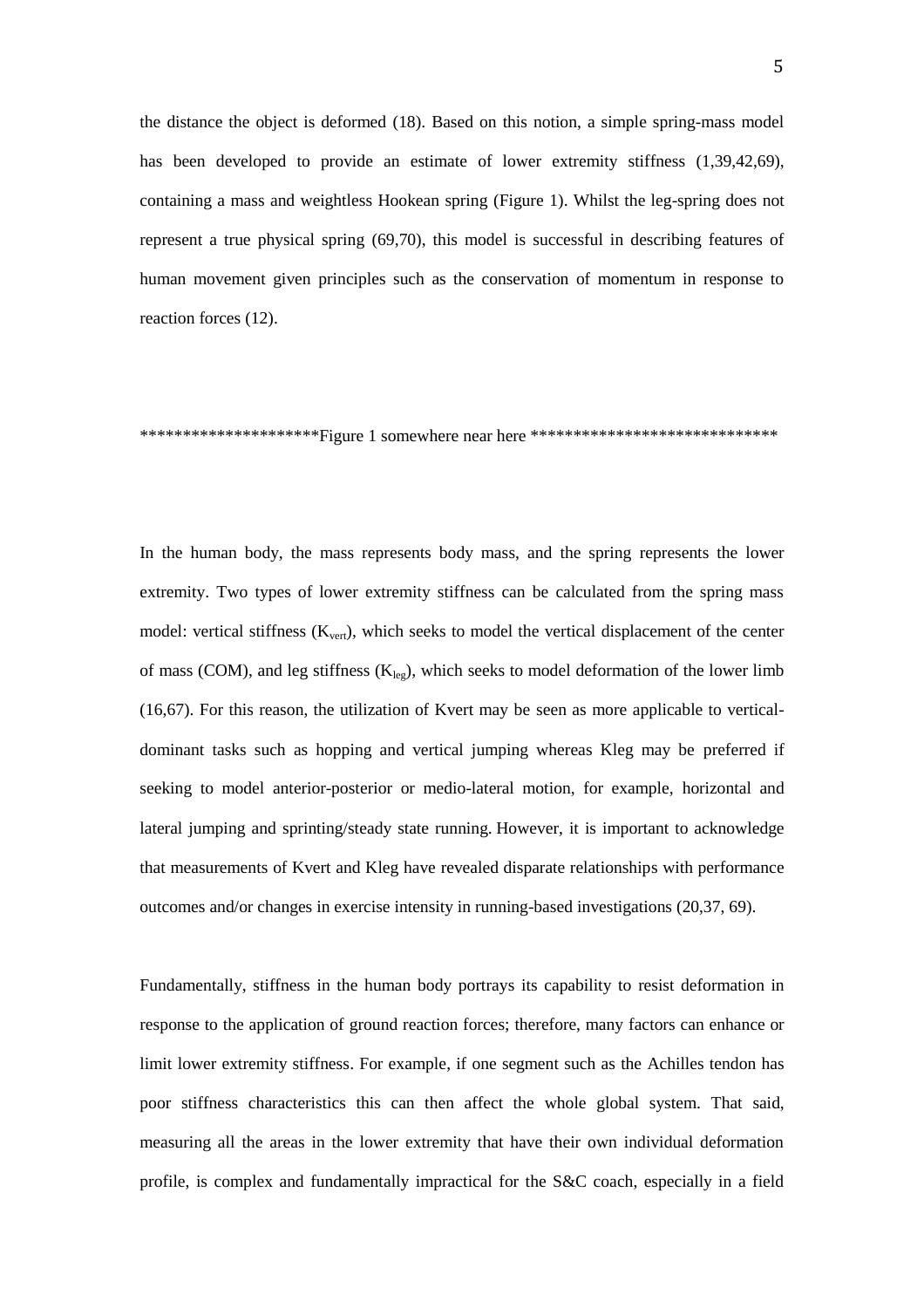the distance the object is deformed (18). Based on this notion, a simple spring-mass model has been developed to provide an estimate of lower extremity stiffness (1,39,42,69), containing a mass and weightless Hookean spring (Figure 1). Whilst the leg-spring does not represent a true physical spring (69,70), this model is successful in describing features of human movement given principles such as the conservation of momentum in response to reaction forces (12).

********************Figure 1 somewhere near here *****************************

In the human body, the mass represents body mass, and the spring represents the lower extremity. Two types of lower extremity stiffness can be calculated from the spring mass model: vertical stiffness ($K_{vert}$), which seeks to model the vertical displacement of the center of mass (COM), and leg stiffness ($K_{leg}$), which seeks to model deformation of the lower limb (16,67). For this reason, the utilization of Kvert may be seen as more applicable to vertical-dominant tasks such as hopping and vertical jumping whereas Kleg may be preferred if seeking to model anterior-posterior or medio-lateral motion, for example, horizontal and lateral jumping and sprinting/steady state running. However, it is important to acknowledge that measurements of Kvert and Kleg have revealed disparate relationships with performance outcomes and/or changes in exercise intensity in running-based investigations (20,37, 69).

Fundamentally, stiffness in the human body portrays its capability to resist deformation in response to the application of ground reaction forces; therefore, many factors can enhance or limit lower extremity stiffness. For example, if one segment such as the Achilles tendon has poor stiffness characteristics this can then affect the whole global system. That said, measuring all the areas in the lower extremity that have their own individual deformation profile, is complex and fundamentally impractical for the S&C coach, especially in a field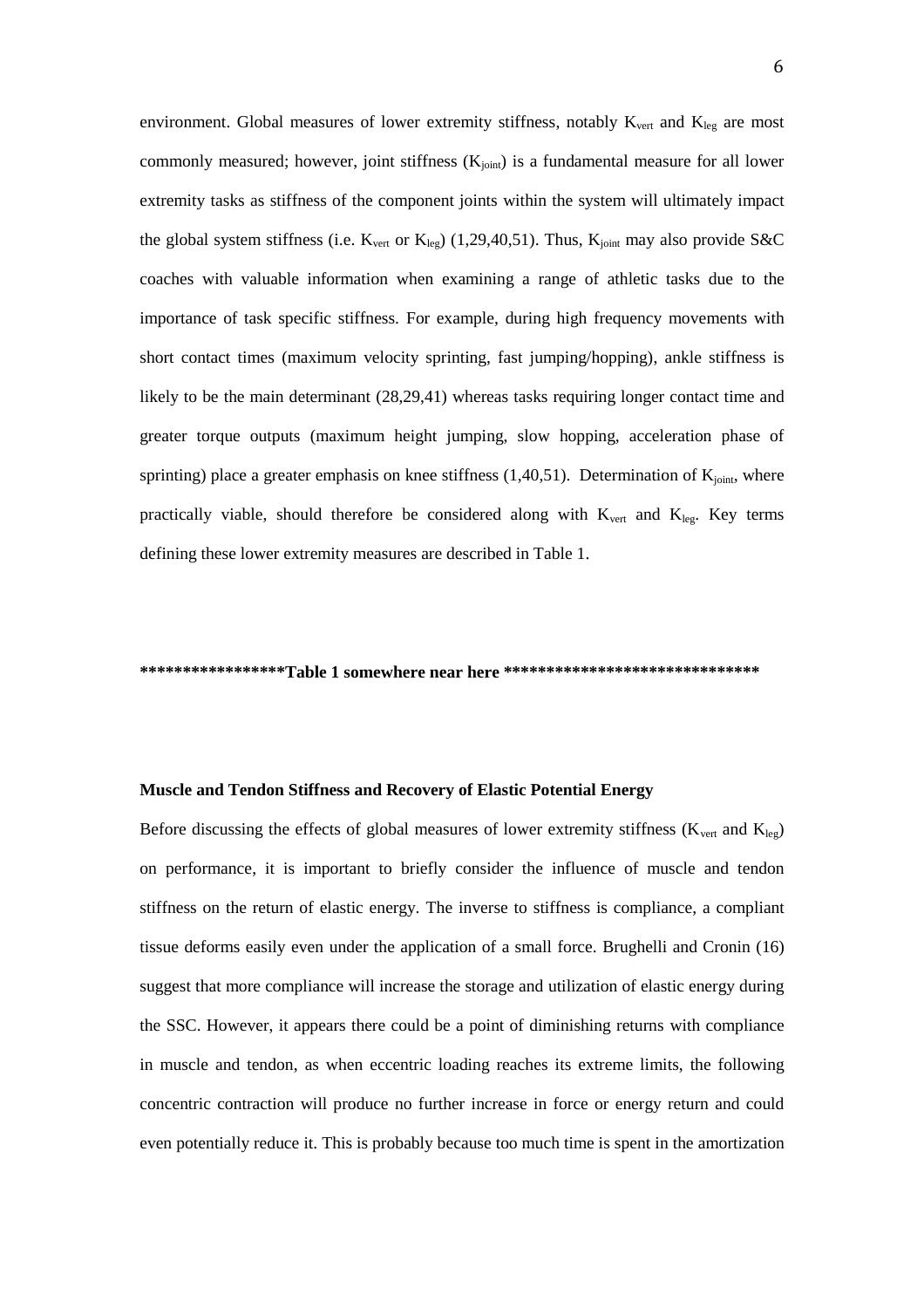environment. Global measures of lower extremity stiffness, notably $K_{vert}$ and $K_{leg}$ are most commonly measured; however, joint stiffness ($K_{joint}$) is a fundamental measure for all lower extremity tasks as stiffness of the component joints within the system will ultimately impact the global system stiffness (i.e. $K_{vert}$ or $K_{leg}$) (1,29,40,51). Thus, $K_{joint}$ may also provide S&C coaches with valuable information when examining a range of athletic tasks due to the importance of task specific stiffness. For example, during high frequency movements with short contact times (maximum velocity sprinting, fast jumping/hopping), ankle stiffness is likely to be the main determinant (28,29,41) whereas tasks requiring longer contact time and greater torque outputs (maximum height jumping, slow hopping, acceleration phase of sprinting) place a greater emphasis on knee stiffness (1,40,51). Determination of $K_{joint}$, where practically viable, should therefore be considered along with $K_{vert}$ and $K_{leg}$. Key terms defining these lower extremity measures are described in Table 1.

**\*\*\*\*\*\*\*\*\*\*\*\*\*\*\*\*\*Table 1 somewhere near here \*\*\*\*\*\*\*\*\*\*\*\*\*\*\*\*\*\*\*\*\*\*\*\*\*\*\*\*\*\***

**Muscle and Tendon Stiffness and Recovery of Elastic Potential Energy**

Before discussing the effects of global measures of lower extremity stiffness ($K_{vert}$ and $K_{leg}$) on performance, it is important to briefly consider the influence of muscle and tendon stiffness on the return of elastic energy. The inverse to stiffness is compliance, a compliant tissue deforms easily even under the application of a small force. Brughelli and Cronin (16) suggest that more compliance will increase the storage and utilization of elastic energy during the SSC. However, it appears there could be a point of diminishing returns with compliance in muscle and tendon, as when eccentric loading reaches its extreme limits, the following concentric contraction will produce no further increase in force or energy return and could even potentially reduce it. This is probably because too much time is spent in the amortization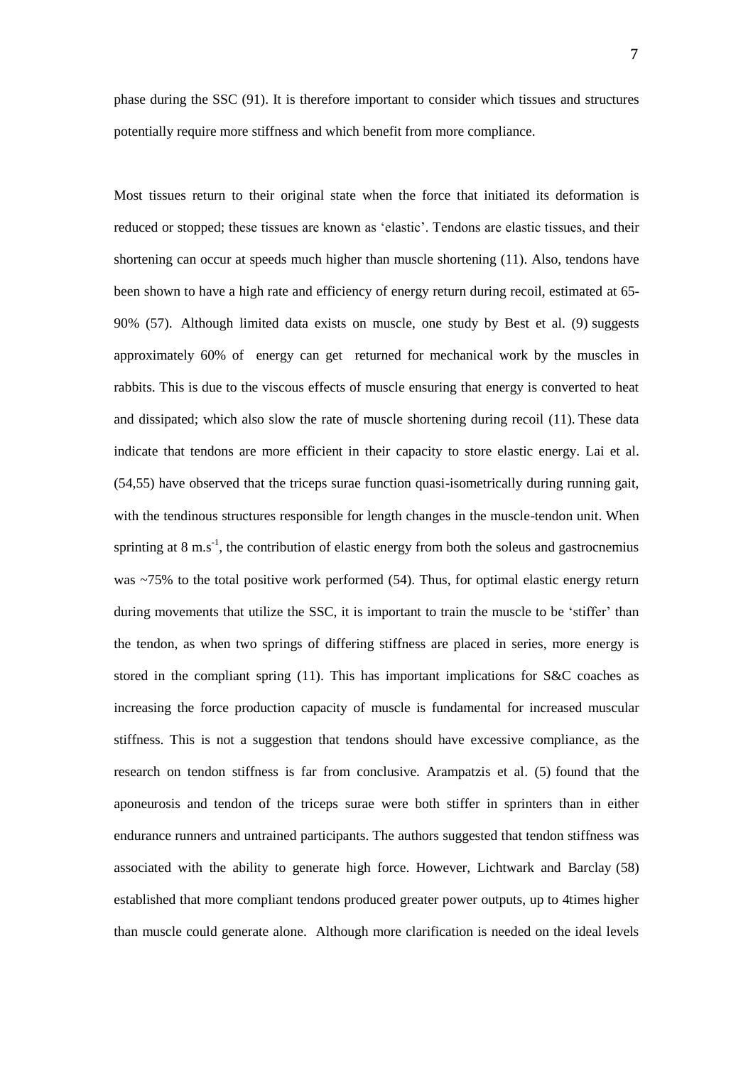phase during the SSC (91). It is therefore important to consider which tissues and structures potentially require more stiffness and which benefit from more compliance.

Most tissues return to their original state when the force that initiated its deformation is reduced or stopped; these tissues are known as 'elastic'. Tendons are elastic tissues, and their shortening can occur at speeds much higher than muscle shortening (11). Also, tendons have been shown to have a high rate and efficiency of energy return during recoil, estimated at 65-90% (57). Although limited data exists on muscle, one study by Best et al. (9) suggests approximately 60% of energy can get returned for mechanical work by the muscles in rabbits. This is due to the viscous effects of muscle ensuring that energy is converted to heat and dissipated; which also slow the rate of muscle shortening during recoil (11). These data indicate that tendons are more efficient in their capacity to store elastic energy. Lai et al. (54,55) have observed that the triceps surae function quasi-isometrically during running gait, with the tendinous structures responsible for length changes in the muscle-tendon unit. When sprinting at 8 $m.s^{-1}$, the contribution of elastic energy from both the soleus and gastrocnemius was ~75% to the total positive work performed (54). Thus, for optimal elastic energy return during movements that utilize the SSC, it is important to train the muscle to be 'stiffer' than the tendon, as when two springs of differing stiffness are placed in series, more energy is stored in the compliant spring (11). This has important implications for S&C coaches as increasing the force production capacity of muscle is fundamental for increased muscular stiffness. This is not a suggestion that tendons should have excessive compliance, as the research on tendon stiffness is far from conclusive. Arampatzis et al. (5) found that the aponeurosis and tendon of the triceps surae were both stiffer in sprinters than in either endurance runners and untrained participants. The authors suggested that tendon stiffness was associated with the ability to generate high force. However, Lichtwark and Barclay (58) established that more compliant tendons produced greater power outputs, up to 4times higher than muscle could generate alone. Although more clarification is needed on the ideal levels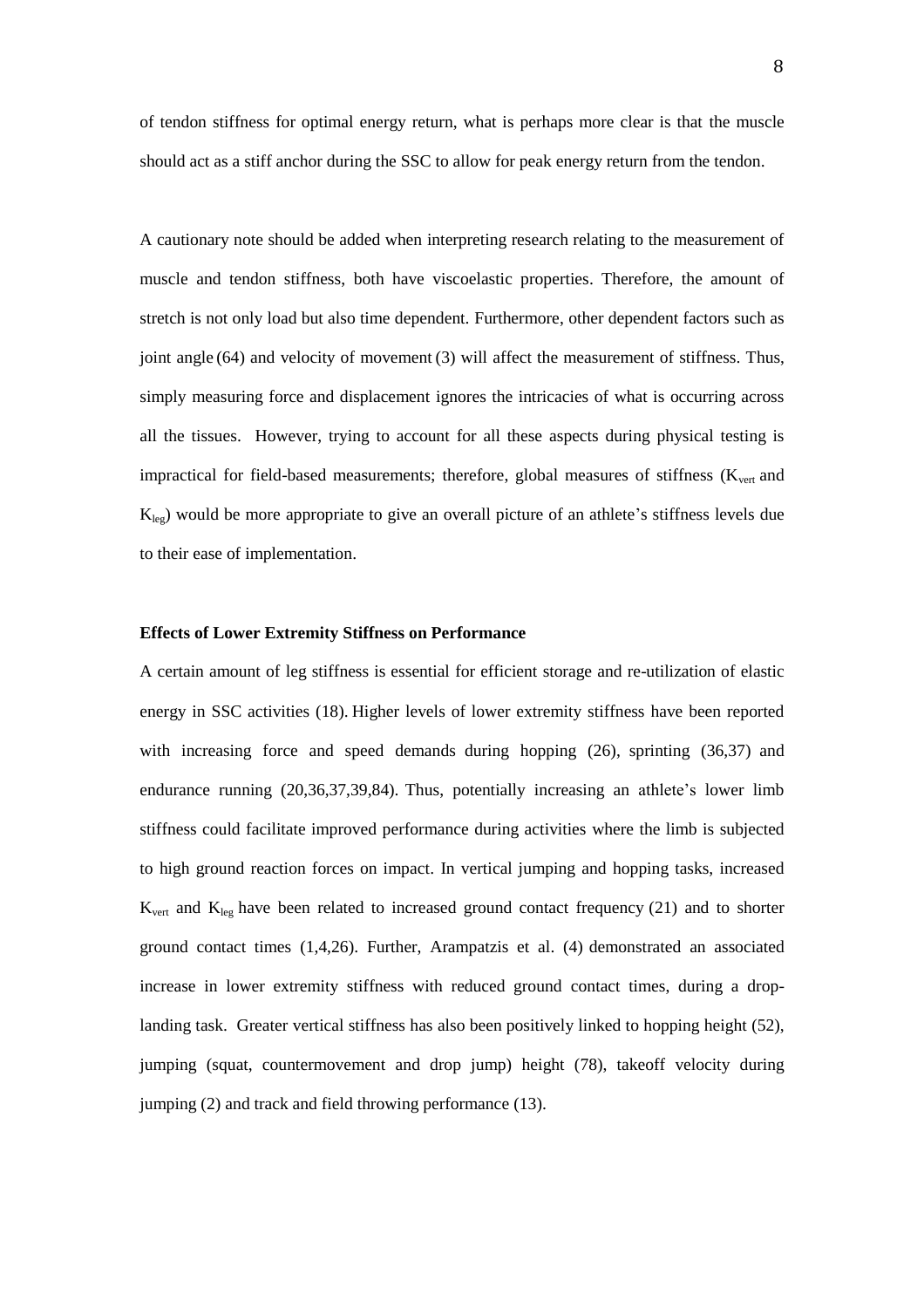of tendon stiffness for optimal energy return, what is perhaps more clear is that the muscle should act as a stiff anchor during the SSC to allow for peak energy return from the tendon.

A cautionary note should be added when interpreting research relating to the measurement of muscle and tendon stiffness, both have viscoelastic properties. Therefore, the amount of stretch is not only load but also time dependent. Furthermore, other dependent factors such as joint angle (64) and velocity of movement (3) will affect the measurement of stiffness. Thus, simply measuring force and displacement ignores the intricacies of what is occurring across all the tissues. However, trying to account for all these aspects during physical testing is impractical for field-based measurements; therefore, global measures of stiffness ($K_{vert}$ and $K_{leg}$) would be more appropriate to give an overall picture of an athlete's stiffness levels due to their ease of implementation.

**Effects of Lower Extremity Stiffness on Performance**

A certain amount of leg stiffness is essential for efficient storage and re-utilization of elastic energy in SSC activities (18). Higher levels of lower extremity stiffness have been reported with increasing force and speed demands during hopping (26), sprinting (36,37) and endurance running (20,36,37,39,84). Thus, potentially increasing an athlete's lower limb stiffness could facilitate improved performance during activities where the limb is subjected to high ground reaction forces on impact. In vertical jumping and hopping tasks, increased $K_{vert}$ and $K_{leg}$ have been related to increased ground contact frequency (21) and to shorter ground contact times (1,4,26). Further, Arampatzis et al. (4) demonstrated an associated increase in lower extremity stiffness with reduced ground contact times, during a drop-landing task. Greater vertical stiffness has also been positively linked to hopping height (52), jumping (squat, countermovement and drop jump) height (78), takeoff velocity during jumping (2) and track and field throwing performance (13).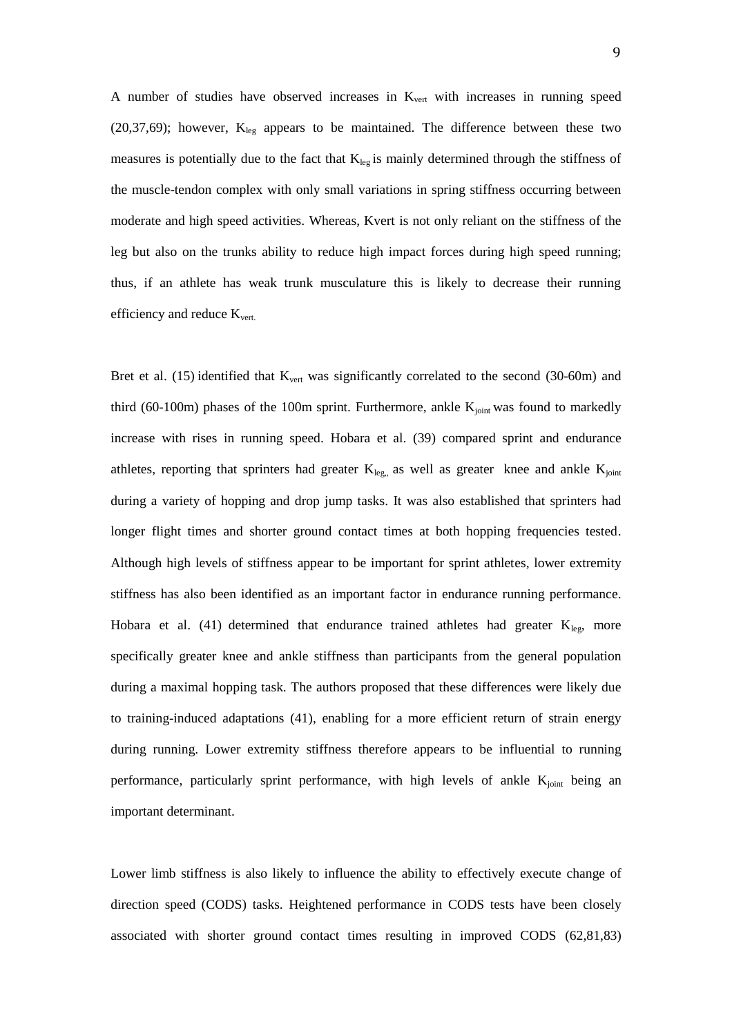A number of studies have observed increases in $K_{vert}$ with increases in running speed (20,37,69); however, $K_{leg}$ appears to be maintained. The difference between these two measures is potentially due to the fact that $K_{leg}$ is mainly determined through the stiffness of the muscle-tendon complex with only small variations in spring stiffness occurring between moderate and high speed activities. Whereas, Kvert is not only reliant on the stiffness of the leg but also on the trunks ability to reduce high impact forces during high speed running; thus, if an athlete has weak trunk musculature this is likely to decrease their running efficiency and reduce $K_{vert.}$

Bret et al. (15) identified that $K_{vert}$ was significantly correlated to the second (30-60m) and third (60-100m) phases of the 100m sprint. Furthermore, ankle $K_{joint}$ was found to markedly increase with rises in running speed. Hobara et al. (39) compared sprint and endurance athletes, reporting that sprinters had greater $K_{leg,,}$ as well as greater knee and ankle $K_{joint}$ during a variety of hopping and drop jump tasks. It was also established that sprinters had longer flight times and shorter ground contact times at both hopping frequencies tested. Although high levels of stiffness appear to be important for sprint athletes, lower extremity stiffness has also been identified as an important factor in endurance running performance. Hobara et al. (41) determined that endurance trained athletes had greater $K_{leg}$, more specifically greater knee and ankle stiffness than participants from the general population during a maximal hopping task. The authors proposed that these differences were likely due to training-induced adaptations (41), enabling for a more efficient return of strain energy during running. Lower extremity stiffness therefore appears to be influential to running performance, particularly sprint performance, with high levels of ankle $K_{joint}$ being an important determinant.

Lower limb stiffness is also likely to influence the ability to effectively execute change of direction speed (CODS) tasks. Heightened performance in CODS tests have been closely associated with shorter ground contact times resulting in improved CODS (62,81,83)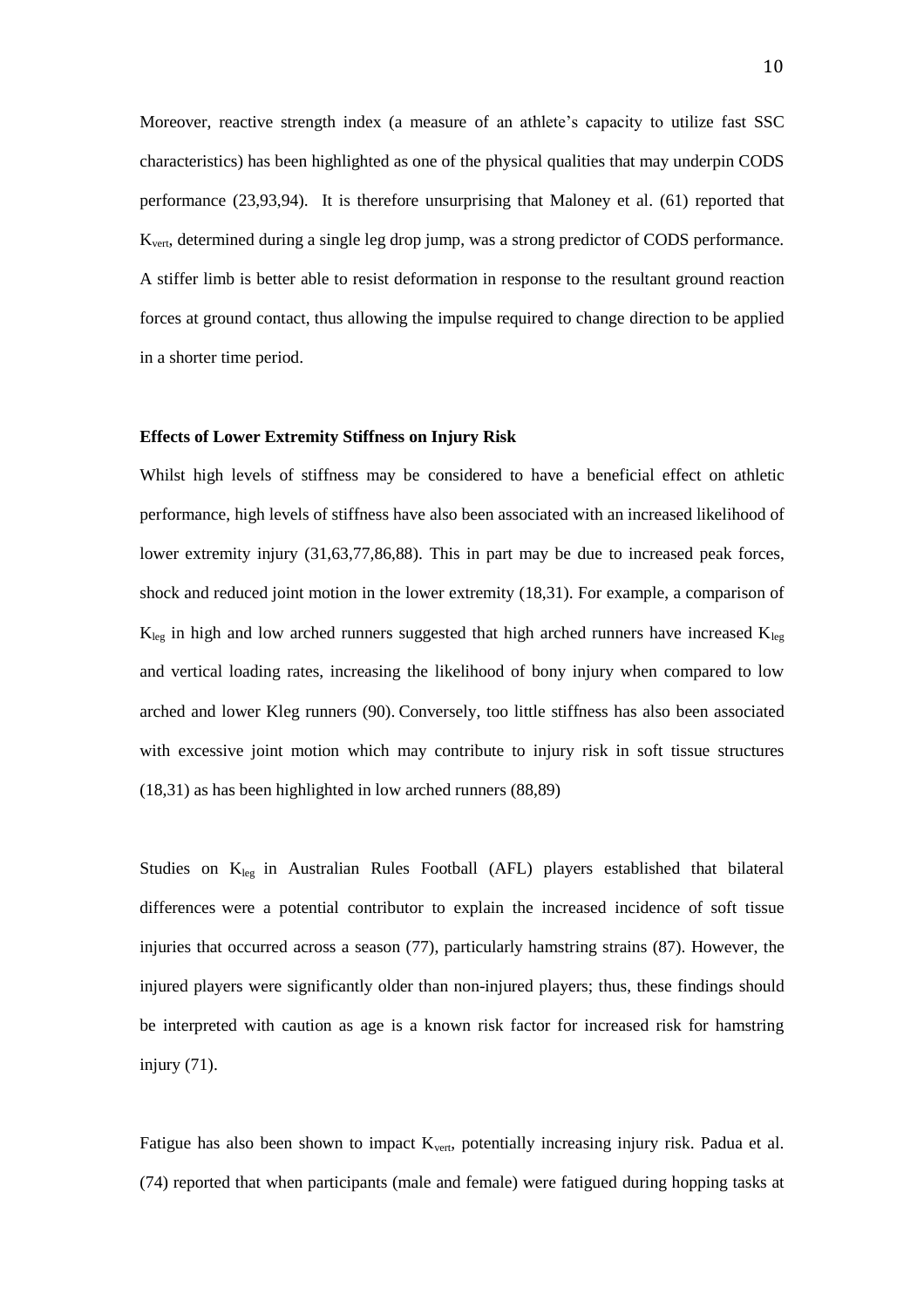Moreover, reactive strength index (a measure of an athlete's capacity to utilize fast SSC characteristics) has been highlighted as one of the physical qualities that may underpin CODS performance (23,93,94). It is therefore unsurprising that Maloney et al. (61) reported that $K_{vert}$, determined during a single leg drop jump, was a strong predictor of CODS performance. A stiffer limb is better able to resist deformation in response to the resultant ground reaction forces at ground contact, thus allowing the impulse required to change direction to be applied in a shorter time period.

**Effects of Lower Extremity Stiffness on Injury Risk**

Whilst high levels of stiffness may be considered to have a beneficial effect on athletic performance, high levels of stiffness have also been associated with an increased likelihood of lower extremity injury (31,63,77,86,88). This in part may be due to increased peak forces, shock and reduced joint motion in the lower extremity (18,31). For example, a comparison of $K_{leg}$ in high and low arched runners suggested that high arched runners have increased $K_{leg}$ and vertical loading rates, increasing the likelihood of bony injury when compared to low arched and lower Kleg runners (90). Conversely, too little stiffness has also been associated with excessive joint motion which may contribute to injury risk in soft tissue structures (18,31) as has been highlighted in low arched runners (88,89)

Studies on $K_{leg}$ in Australian Rules Football (AFL) players established that bilateral differences were a potential contributor to explain the increased incidence of soft tissue injuries that occurred across a season (77), particularly hamstring strains (87). However, the injured players were significantly older than non-injured players; thus, these findings should be interpreted with caution as age is a known risk factor for increased risk for hamstring injury (71).

Fatigue has also been shown to impact $K_{vert}$, potentially increasing injury risk. Padua et al. (74) reported that when participants (male and female) were fatigued during hopping tasks at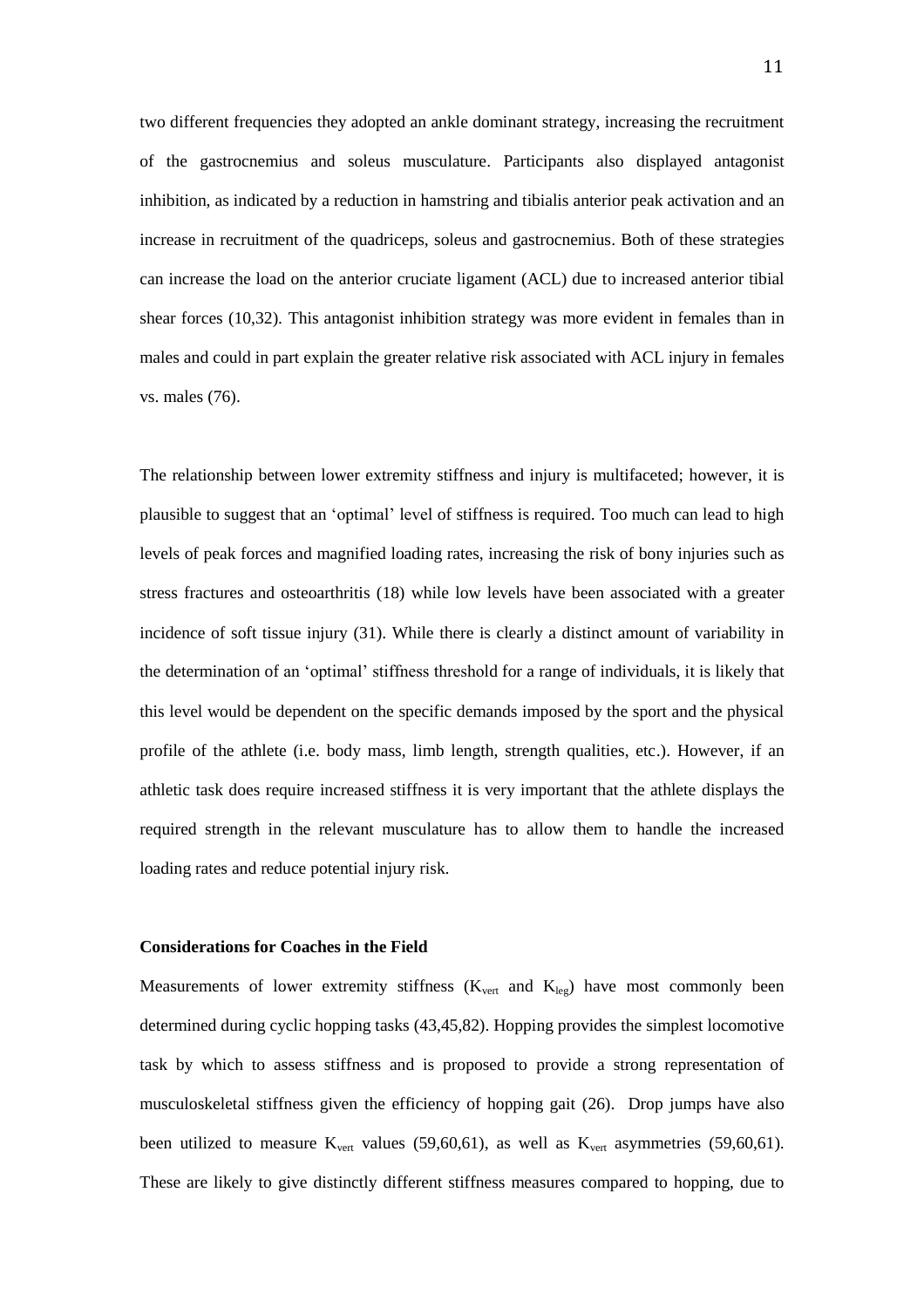two different frequencies they adopted an ankle dominant strategy, increasing the recruitment of the gastrocnemius and soleus musculature. Participants also displayed antagonist inhibition, as indicated by a reduction in hamstring and tibialis anterior peak activation and an increase in recruitment of the quadriceps, soleus and gastrocnemius. Both of these strategies can increase the load on the anterior cruciate ligament (ACL) due to increased anterior tibial shear forces (10,32). This antagonist inhibition strategy was more evident in females than in males and could in part explain the greater relative risk associated with ACL injury in females vs. males (76).

The relationship between lower extremity stiffness and injury is multifaceted; however, it is plausible to suggest that an 'optimal' level of stiffness is required. Too much can lead to high levels of peak forces and magnified loading rates, increasing the risk of bony injuries such as stress fractures and osteoarthritis (18) while low levels have been associated with a greater incidence of soft tissue injury (31). While there is clearly a distinct amount of variability in the determination of an 'optimal' stiffness threshold for a range of individuals, it is likely that this level would be dependent on the specific demands imposed by the sport and the physical profile of the athlete (i.e. body mass, limb length, strength qualities, etc.). However, if an athletic task does require increased stiffness it is very important that the athlete displays the required strength in the relevant musculature has to allow them to handle the increased loading rates and reduce potential injury risk.

**Considerations for Coaches in the Field**

Measurements of lower extremity stiffness ($K_{vert}$ and $K_{leg}$) have most commonly been determined during cyclic hopping tasks (43,45,82). Hopping provides the simplest locomotive task by which to assess stiffness and is proposed to provide a strong representation of musculoskeletal stiffness given the efficiency of hopping gait (26). Drop jumps have also been utilized to measure $K_{vert}$ values (59,60,61), as well as $K_{vert}$ asymmetries (59,60,61). These are likely to give distinctly different stiffness measures compared to hopping, due to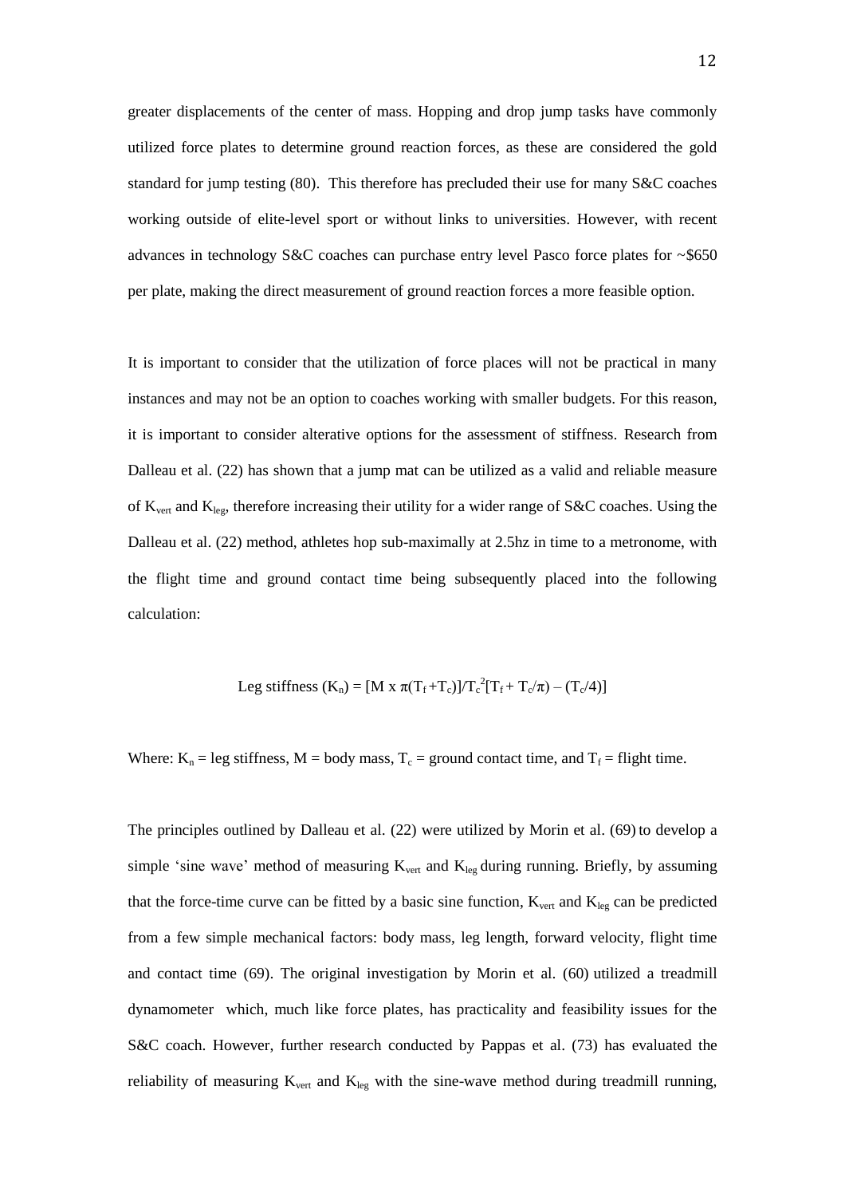greater displacements of the center of mass. Hopping and drop jump tasks have commonly utilized force plates to determine ground reaction forces, as these are considered the gold standard for jump testing (80). This therefore has precluded their use for many S&C coaches working outside of elite-level sport or without links to universities. However, with recent advances in technology S&C coaches can purchase entry level Pasco force plates for ~$650 per plate, making the direct measurement of ground reaction forces a more feasible option.

It is important to consider that the utilization of force places will not be practical in many instances and may not be an option to coaches working with smaller budgets. For this reason, it is important to consider alterative options for the assessment of stiffness. Research from Dalleau et al. (22) has shown that a jump mat can be utilized as a valid and reliable measure of $K_{vert}$ and $K_{leg}$, therefore increasing their utility for a wider range of S&C coaches. Using the Dalleau et al. (22) method, athletes hop sub-maximally at 2.5hz in time to a metronome, with the flight time and ground contact time being subsequently placed into the following calculation:

$$\text{Leg stiffness } (K_n) = [M \times \pi(T_f + T_c)]/T_c^2[T_f + T_c/\pi) - (T_c/4)]$$

Where: $K_n$ = leg stiffness, M = body mass, $T_c$ = ground contact time, and $T_f$ = flight time.

The principles outlined by Dalleau et al. (22) were utilized by Morin et al. (69) to develop a simple 'sine wave' method of measuring $K_{vert}$ and $K_{leg}$ during running. Briefly, by assuming that the force-time curve can be fitted by a basic sine function, $K_{vert}$ and $K_{leg}$ can be predicted from a few simple mechanical factors: body mass, leg length, forward velocity, flight time and contact time (69). The original investigation by Morin et al. (60) utilized a treadmill dynamometer which, much like force plates, has practicality and feasibility issues for the S&C coach. However, further research conducted by Pappas et al. (73) has evaluated the reliability of measuring $K_{vert}$ and $K_{leg}$ with the sine-wave method during treadmill running,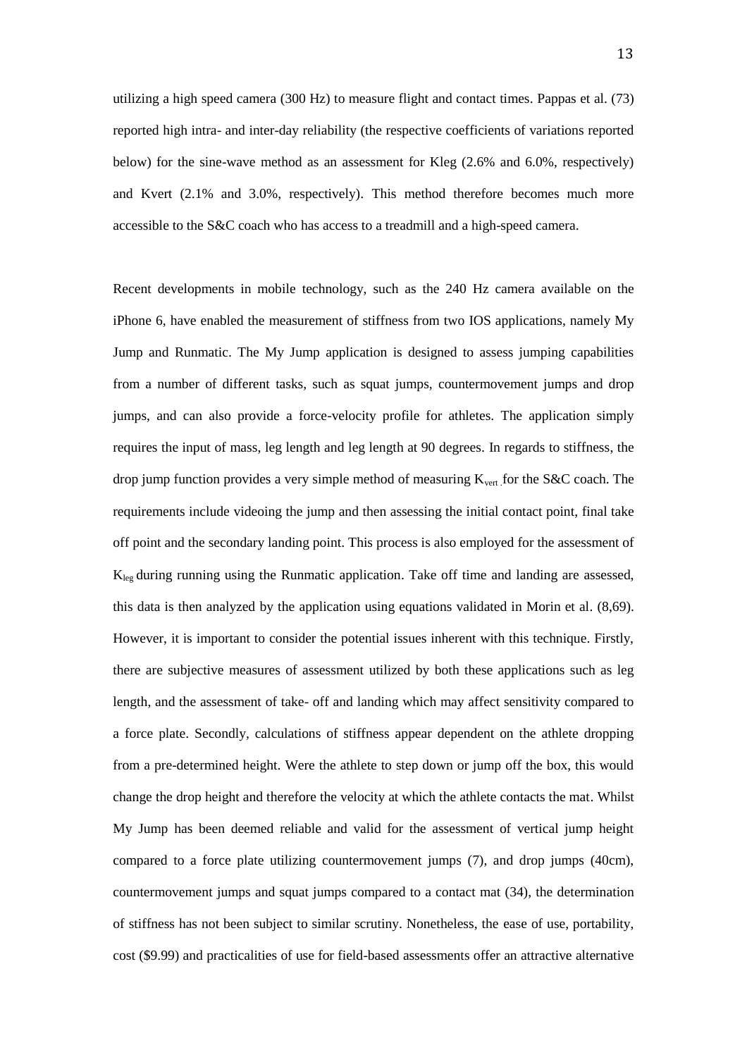utilizing a high speed camera (300 Hz) to measure flight and contact times. Pappas et al. (73) reported high intra- and inter-day reliability (the respective coefficients of variations reported below) for the sine-wave method as an assessment for Kleg (2.6% and 6.0%, respectively) and Kvert (2.1% and 3.0%, respectively). This method therefore becomes much more accessible to the S&C coach who has access to a treadmill and a high-speed camera.

Recent developments in mobile technology, such as the 240 Hz camera available on the iPhone 6, have enabled the measurement of stiffness from two IOS applications, namely My Jump and Runmatic. The My Jump application is designed to assess jumping capabilities from a number of different tasks, such as squat jumps, countermovement jumps and drop jumps, and can also provide a force-velocity profile for athletes. The application simply requires the input of mass, leg length and leg length at 90 degrees. In regards to stiffness, the drop jump function provides a very simple method of measuring $K_{vert}$ for the S&C coach. The requirements include videoing the jump and then assessing the initial contact point, final take off point and the secondary landing point. This process is also employed for the assessment of $K_{leg}$ during running using the Runmatic application. Take off time and landing are assessed, this data is then analyzed by the application using equations validated in Morin et al. (8,69). However, it is important to consider the potential issues inherent with this technique. Firstly, there are subjective measures of assessment utilized by both these applications such as leg length, and the assessment of take- off and landing which may affect sensitivity compared to a force plate. Secondly, calculations of stiffness appear dependent on the athlete dropping from a pre-determined height. Were the athlete to step down or jump off the box, this would change the drop height and therefore the velocity at which the athlete contacts the mat. Whilst My Jump has been deemed reliable and valid for the assessment of vertical jump height compared to a force plate utilizing countermovement jumps (7), and drop jumps (40cm), countermovement jumps and squat jumps compared to a contact mat (34), the determination of stiffness has not been subject to similar scrutiny. Nonetheless, the ease of use, portability, cost ($9.99) and practicalities of use for field-based assessments offer an attractive alternative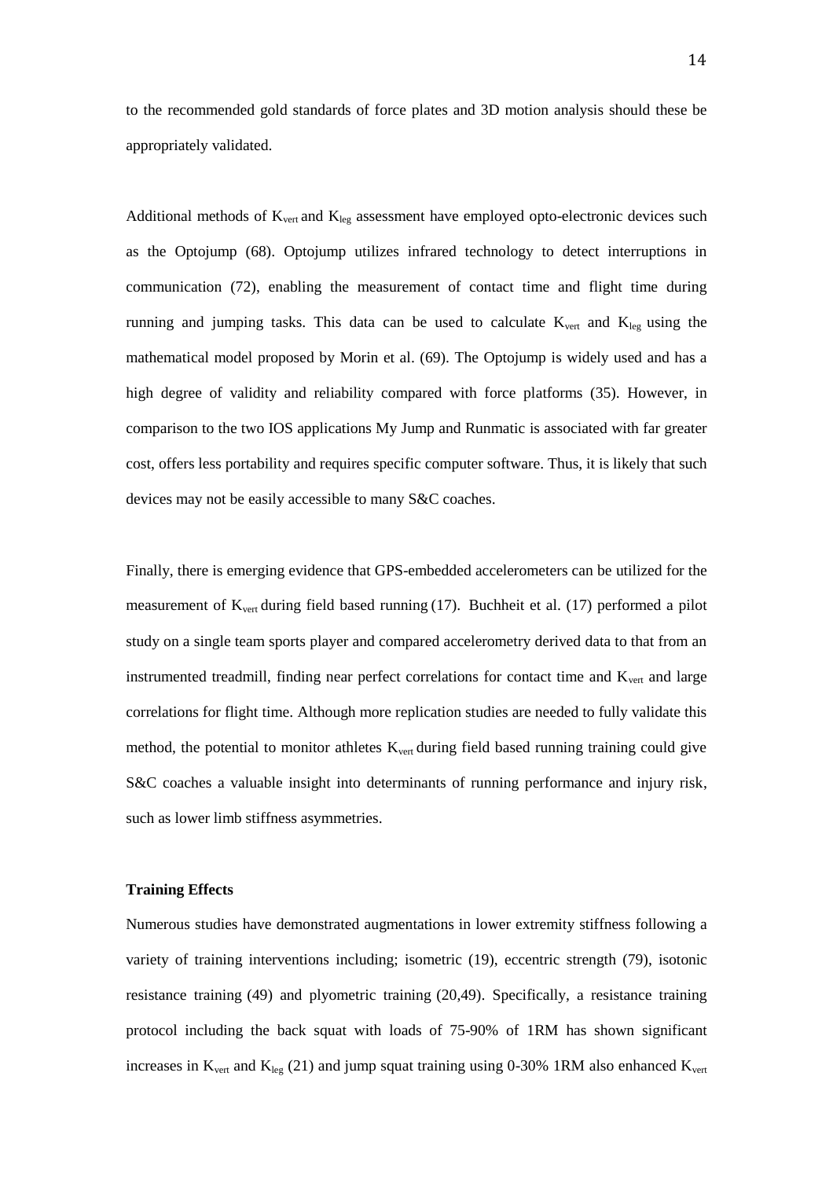to the recommended gold standards of force plates and 3D motion analysis should these be appropriately validated.

Additional methods of $K_{vert}$ and $K_{leg}$ assessment have employed opto-electronic devices such as the Optojump (68). Optojump utilizes infrared technology to detect interruptions in communication (72), enabling the measurement of contact time and flight time during running and jumping tasks. This data can be used to calculate $K_{vert}$ and $K_{leg}$ using the mathematical model proposed by Morin et al. (69). The Optojump is widely used and has a high degree of validity and reliability compared with force platforms (35). However, in comparison to the two IOS applications My Jump and Runmatic is associated with far greater cost, offers less portability and requires specific computer software. Thus, it is likely that such devices may not be easily accessible to many S&C coaches.

Finally, there is emerging evidence that GPS-embedded accelerometers can be utilized for the measurement of $K_{vert}$ during field based running (17). Buchheit et al. (17) performed a pilot study on a single team sports player and compared accelerometry derived data to that from an instrumented treadmill, finding near perfect correlations for contact time and $K_{vert}$ and large correlations for flight time. Although more replication studies are needed to fully validate this method, the potential to monitor athletes $K_{vert}$ during field based running training could give S&C coaches a valuable insight into determinants of running performance and injury risk, such as lower limb stiffness asymmetries.

**Training Effects**

Numerous studies have demonstrated augmentations in lower extremity stiffness following a variety of training interventions including; isometric (19), eccentric strength (79), isotonic resistance training (49) and plyometric training (20,49). Specifically, a resistance training protocol including the back squat with loads of 75-90% of 1RM has shown significant increases in $K_{vert}$ and $K_{leg}$ (21) and jump squat training using 0-30% 1RM also enhanced $K_{vert}$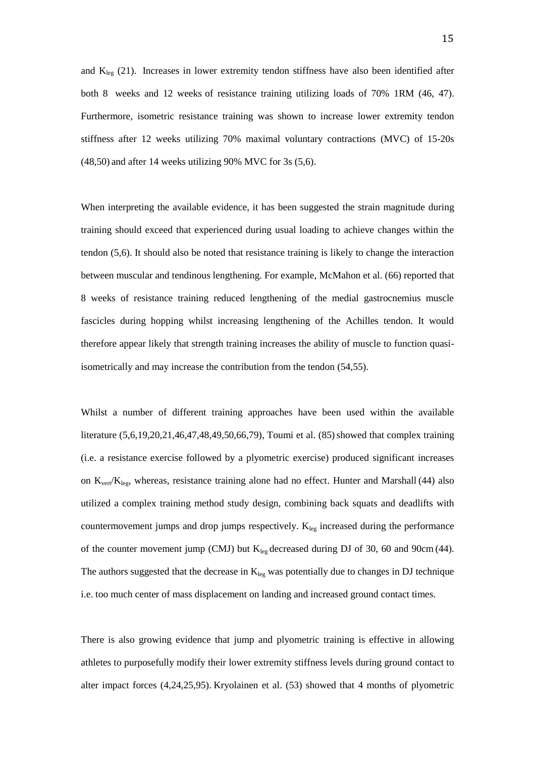and $K_{leg}$ (21). Increases in lower extremity tendon stiffness have also been identified after both 8 weeks and 12 weeks of resistance training utilizing loads of 70% 1RM (46, 47). Furthermore, isometric resistance training was shown to increase lower extremity tendon stiffness after 12 weeks utilizing 70% maximal voluntary contractions (MVC) of 15-20s (48,50) and after 14 weeks utilizing 90% MVC for 3s (5,6).

When interpreting the available evidence, it has been suggested the strain magnitude during training should exceed that experienced during usual loading to achieve changes within the tendon (5,6). It should also be noted that resistance training is likely to change the interaction between muscular and tendinous lengthening. For example, McMahon et al. (66) reported that 8 weeks of resistance training reduced lengthening of the medial gastrocnemius muscle fascicles during hopping whilst increasing lengthening of the Achilles tendon. It would therefore appear likely that strength training increases the ability of muscle to function quasi-isometrically and may increase the contribution from the tendon (54,55).

Whilst a number of different training approaches have been used within the available literature (5,6,19,20,21,46,47,48,49,50,66,79), Toumi et al. (85) showed that complex training (i.e. a resistance exercise followed by a plyometric exercise) produced significant increases on $K_{vert}/K_{leg}$, whereas, resistance training alone had no effect. Hunter and Marshall (44) also utilized a complex training method study design, combining back squats and deadlifts with countermovement jumps and drop jumps respectively. $K_{leg}$ increased during the performance of the counter movement jump (CMJ) but $K_{leg}$ decreased during DJ of 30, 60 and 90cm (44). The authors suggested that the decrease in $K_{leg}$ was potentially due to changes in DJ technique i.e. too much center of mass displacement on landing and increased ground contact times.

There is also growing evidence that jump and plyometric training is effective in allowing athletes to purposefully modify their lower extremity stiffness levels during ground contact to alter impact forces (4,24,25,95). Kryolainen et al. (53) showed that 4 months of plyometric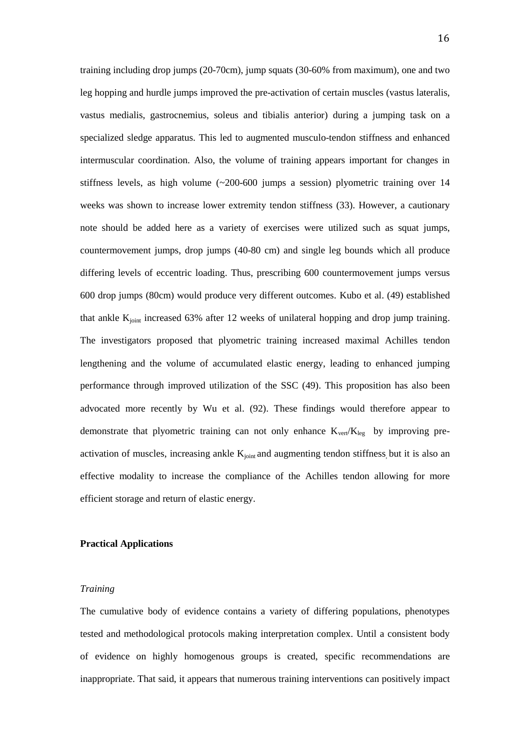training including drop jumps (20-70cm), jump squats (30-60% from maximum), one and two leg hopping and hurdle jumps improved the pre-activation of certain muscles (vastus lateralis, vastus medialis, gastrocnemius, soleus and tibialis anterior) during a jumping task on a specialized sledge apparatus. This led to augmented musculo-tendon stiffness and enhanced intermuscular coordination. Also, the volume of training appears important for changes in stiffness levels, as high volume (~200-600 jumps a session) plyometric training over 14 weeks was shown to increase lower extremity tendon stiffness (33). However, a cautionary note should be added here as a variety of exercises were utilized such as squat jumps, countermovement jumps, drop jumps (40-80 cm) and single leg bounds which all produce differing levels of eccentric loading. Thus, prescribing 600 countermovement jumps versus 600 drop jumps (80cm) would produce very different outcomes. Kubo et al. (49) established that ankle $K_{joint}$ increased 63% after 12 weeks of unilateral hopping and drop jump training. The investigators proposed that plyometric training increased maximal Achilles tendon lengthening and the volume of accumulated elastic energy, leading to enhanced jumping performance through improved utilization of the SSC (49). This proposition has also been advocated more recently by Wu et al. (92). These findings would therefore appear to demonstrate that plyometric training can not only enhance $K_{vert}/K_{leg}$ by improving pre-activation of muscles, increasing ankle $K_{joint}$ and augmenting tendon stiffness, but it is also an effective modality to increase the compliance of the Achilles tendon allowing for more efficient storage and return of elastic energy.

## Practical Applications

### *Training*

The cumulative body of evidence contains a variety of differing populations, phenotypes tested and methodological protocols making interpretation complex. Until a consistent body of evidence on highly homogenous groups is created, specific recommendations are inappropriate. That said, it appears that numerous training interventions can positively impact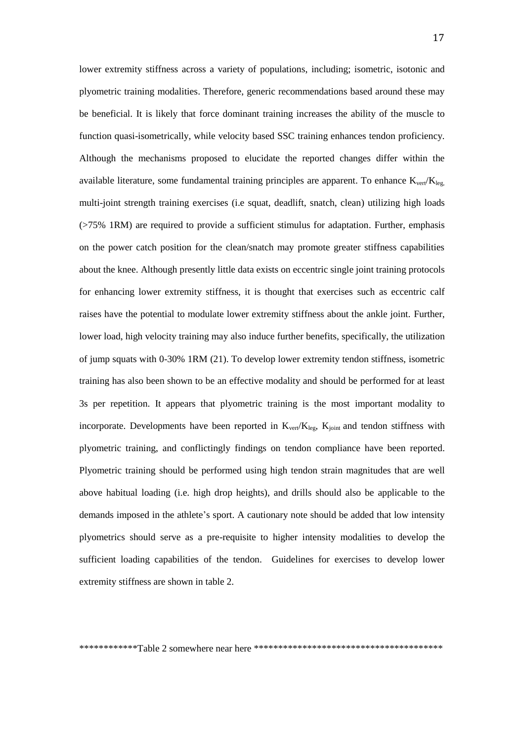lower extremity stiffness across a variety of populations, including; isometric, isotonic and plyometric training modalities. Therefore, generic recommendations based around these may be beneficial. It is likely that force dominant training increases the ability of the muscle to function quasi-isometrically, while velocity based SSC training enhances tendon proficiency. Although the mechanisms proposed to elucidate the reported changes differ within the available literature, some fundamental training principles are apparent. To enhance $K_{vert}/K_{leg,}$ multi-joint strength training exercises (i.e squat, deadlift, snatch, clean) utilizing high loads (>75% 1RM) are required to provide a sufficient stimulus for adaptation. Further, emphasis on the power catch position for the clean/snatch may promote greater stiffness capabilities about the knee. Although presently little data exists on eccentric single joint training protocols for enhancing lower extremity stiffness, it is thought that exercises such as eccentric calf raises have the potential to modulate lower extremity stiffness about the ankle joint. Further, lower load, high velocity training may also induce further benefits, specifically, the utilization of jump squats with 0-30% 1RM (21). To develop lower extremity tendon stiffness, isometric training has also been shown to be an effective modality and should be performed for at least 3s per repetition. It appears that plyometric training is the most important modality to incorporate. Developments have been reported in $K_{vert}/K_{leg}$, $K_{joint}$ and tendon stiffness with plyometric training, and conflictingly findings on tendon compliance have been reported. Plyometric training should be performed using high tendon strain magnitudes that are well above habitual loading (i.e. high drop heights), and drills should also be applicable to the demands imposed in the athlete's sport. A cautionary note should be added that low intensity plyometrics should serve as a pre-requisite to higher intensity modalities to develop the sufficient loading capabilities of the tendon. Guidelines for exercises to develop lower extremity stiffness are shown in table 2.

************Table 2 somewhere near here **************************************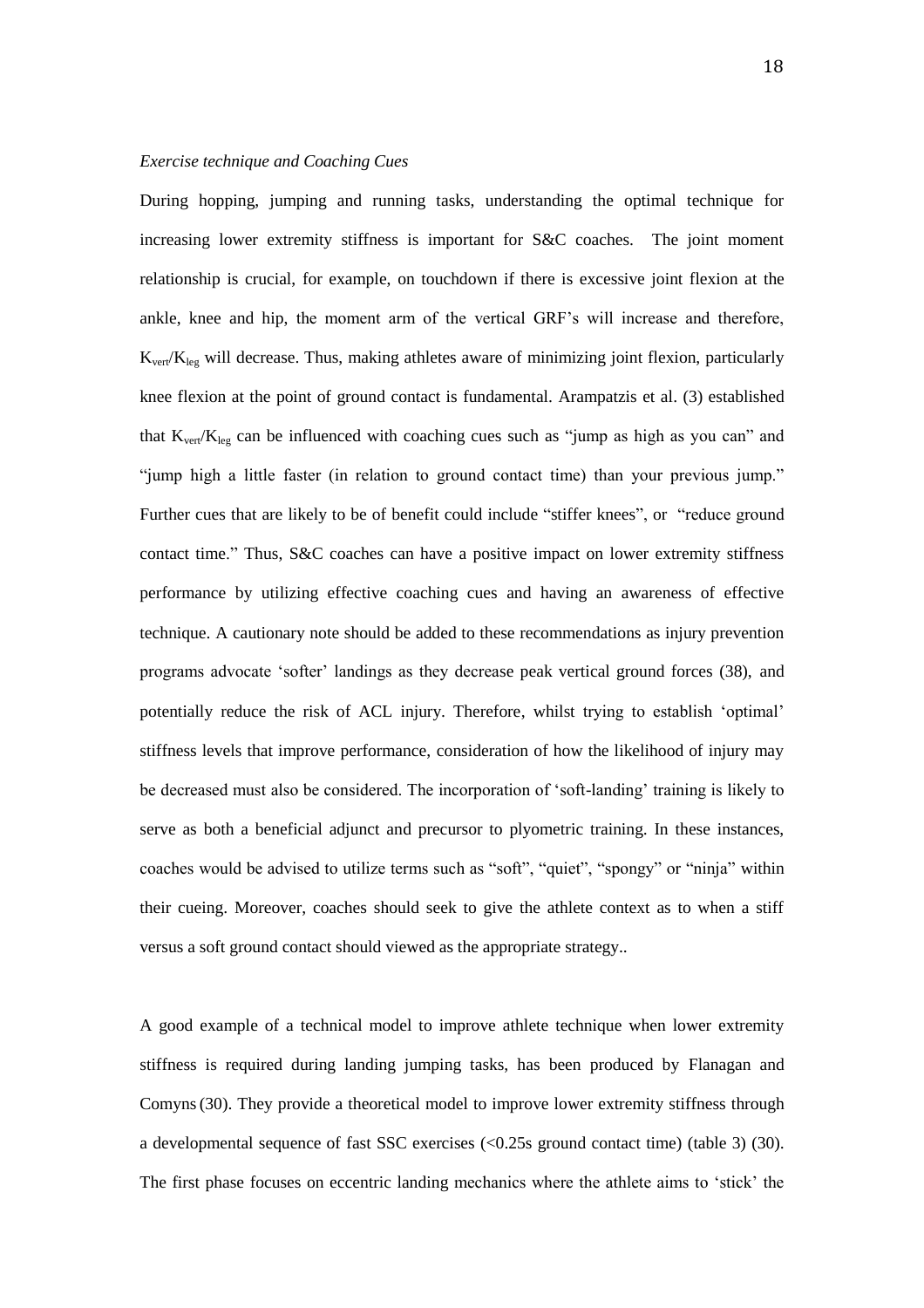*Exercise technique and Coaching Cues*

During hopping, jumping and running tasks, understanding the optimal technique for increasing lower extremity stiffness is important for S&C coaches. The joint moment relationship is crucial, for example, on touchdown if there is excessive joint flexion at the ankle, knee and hip, the moment arm of the vertical GRF's will increase and therefore, $K_{vert}/K_{leg}$ will decrease. Thus, making athletes aware of minimizing joint flexion, particularly knee flexion at the point of ground contact is fundamental. Arampatzis et al. (3) established that $K_{vert}/K_{leg}$ can be influenced with coaching cues such as "jump as high as you can" and "jump high a little faster (in relation to ground contact time) than your previous jump." Further cues that are likely to be of benefit could include "stiffer knees", or "reduce ground contact time." Thus, S&C coaches can have a positive impact on lower extremity stiffness performance by utilizing effective coaching cues and having an awareness of effective technique. A cautionary note should be added to these recommendations as injury prevention programs advocate 'softer' landings as they decrease peak vertical ground forces (38), and potentially reduce the risk of ACL injury. Therefore, whilst trying to establish 'optimal' stiffness levels that improve performance, consideration of how the likelihood of injury may be decreased must also be considered. The incorporation of 'soft-landing' training is likely to serve as both a beneficial adjunct and precursor to plyometric training. In these instances, coaches would be advised to utilize terms such as "soft", "quiet", "spongy" or "ninja" within their cueing. Moreover, coaches should seek to give the athlete context as to when a stiff versus a soft ground contact should viewed as the appropriate strategy..

A good example of a technical model to improve athlete technique when lower extremity stiffness is required during landing jumping tasks, has been produced by Flanagan and Comyns (30). They provide a theoretical model to improve lower extremity stiffness through a developmental sequence of fast SSC exercises (<0.25s ground contact time) (table 3) (30). The first phase focuses on eccentric landing mechanics where the athlete aims to 'stick' the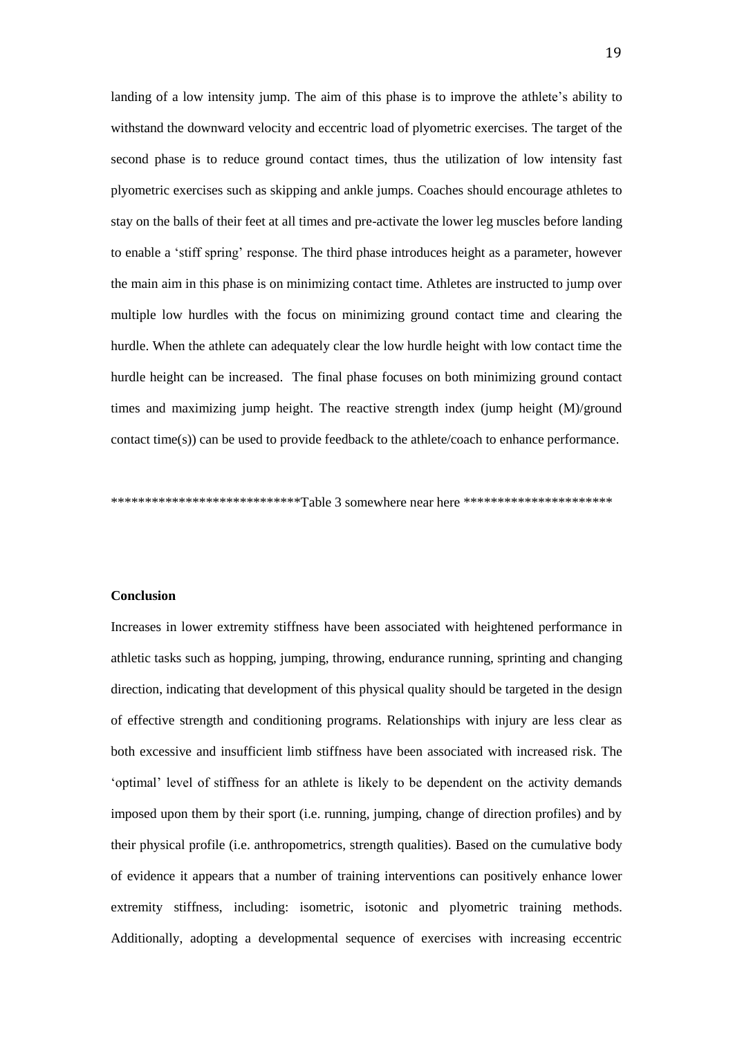landing of a low intensity jump. The aim of this phase is to improve the athlete's ability to withstand the downward velocity and eccentric load of plyometric exercises. The target of the second phase is to reduce ground contact times, thus the utilization of low intensity fast plyometric exercises such as skipping and ankle jumps. Coaches should encourage athletes to stay on the balls of their feet at all times and pre-activate the lower leg muscles before landing to enable a 'stiff spring' response. The third phase introduces height as a parameter, however the main aim in this phase is on minimizing contact time. Athletes are instructed to jump over multiple low hurdles with the focus on minimizing ground contact time and clearing the hurdle. When the athlete can adequately clear the low hurdle height with low contact time the hurdle height can be increased. The final phase focuses on both minimizing ground contact times and maximizing jump height. The reactive strength index (jump height (M)/ground contact time(s)) can be used to provide feedback to the athlete/coach to enhance performance.

***************************Table 3 somewhere near here *********************

**Conclusion**

Increases in lower extremity stiffness have been associated with heightened performance in athletic tasks such as hopping, jumping, throwing, endurance running, sprinting and changing direction, indicating that development of this physical quality should be targeted in the design of effective strength and conditioning programs. Relationships with injury are less clear as both excessive and insufficient limb stiffness have been associated with increased risk. The 'optimal' level of stiffness for an athlete is likely to be dependent on the activity demands imposed upon them by their sport (i.e. running, jumping, change of direction profiles) and by their physical profile (i.e. anthropometrics, strength qualities). Based on the cumulative body of evidence it appears that a number of training interventions can positively enhance lower extremity stiffness, including: isometric, isotonic and plyometric training methods. Additionally, adopting a developmental sequence of exercises with increasing eccentric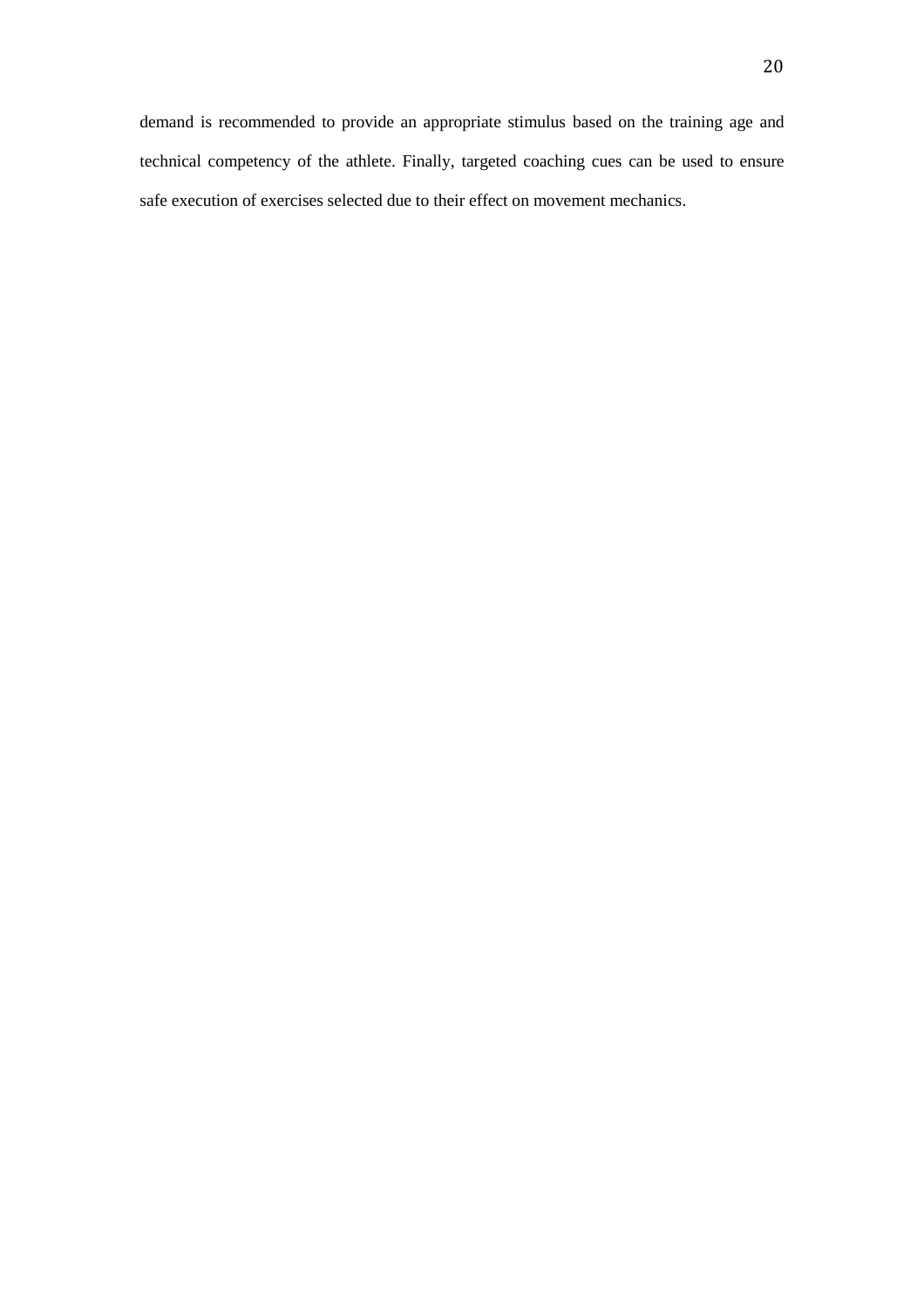demand is recommended to provide an appropriate stimulus based on the training age and technical competency of the athlete. Finally, targeted coaching cues can be used to ensure safe execution of exercises selected due to their effect on movement mechanics.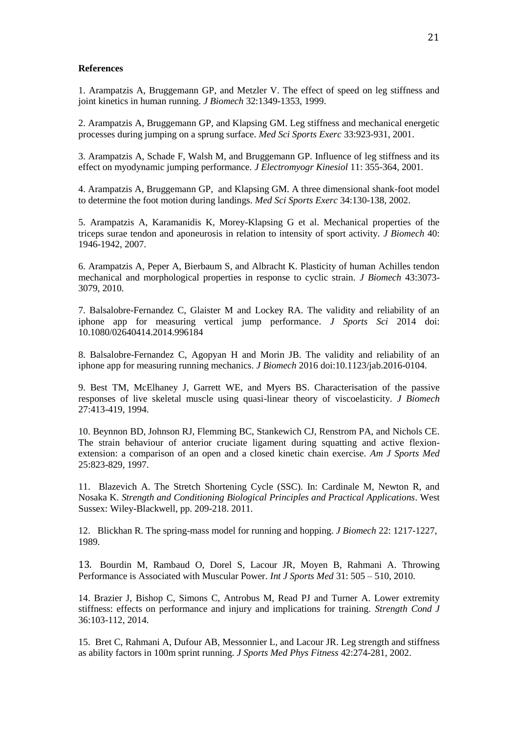**References**

1. Arampatzis A, Bruggemann GP, and Metzler V. The effect of speed on leg stiffness and joint kinetics in human running. *J Biomech* 32:1349-1353, 1999.

2. Arampatzis A, Bruggemann GP, and Klapsing GM. Leg stiffness and mechanical energetic processes during jumping on a sprung surface. *Med Sci Sports Exerc* 33:923-931, 2001.

3. Arampatzis A, Schade F, Walsh M, and Bruggemann GP. Influence of leg stiffness and its effect on myodynamic jumping performance. *J Electromyogr Kinesiol* 11: 355-364, 2001.

4. Arampatzis A, Bruggemann GP, and Klapsing GM. A three dimensional shank-foot model to determine the foot motion during landings. *Med Sci Sports Exerc* 34:130-138, 2002.

5. Arampatzis A, Karamanidis K, Morey-Klapsing G et al. Mechanical properties of the triceps surae tendon and aponeurosis in relation to intensity of sport activity. *J Biomech* 40: 1946-1942, 2007.

6. Arampatzis A, Peper A, Bierbaum S, and Albracht K. Plasticity of human Achilles tendon mechanical and morphological properties in response to cyclic strain. *J Biomech* 43:3073-3079, 2010.

7. Balsalobre-Fernandez C, Glaister M and Lockey RA. The validity and reliability of an iphone app for measuring vertical jump performance. *J Sports Sci* 2014 doi: 10.1080/02640414.2014.996184

8. Balsalobre-Fernandez C, Agopyan H and Morin JB. The validity and reliability of an iphone app for measuring running mechanics. *J Biomech* 2016 doi:10.1123/jab.2016-0104.

9. Best TM, McElhaney J, Garrett WE, and Myers BS. Characterisation of the passive responses of live skeletal muscle using quasi-linear theory of viscoelasticity. *J Biomech* 27:413-419, 1994.

10. Beynnon BD, Johnson RJ, Flemming BC, Stankewich CJ, Renstrom PA, and Nichols CE. The strain behaviour of anterior cruciate ligament during squatting and active flexion-extension: a comparison of an open and a closed kinetic chain exercise. *Am J Sports Med* 25:823-829, 1997.

11. Blazevich A. The Stretch Shortening Cycle (SSC). In: Cardinale M, Newton R, and Nosaka K. *Strength and Conditioning Biological Principles and Practical Applications*. West Sussex: Wiley-Blackwell, pp. 209-218. 2011.

12. Blickhan R. The spring-mass model for running and hopping. *J Biomech* 22: 1217-1227, 1989.

13. Bourdin M, Rambaud O, Dorel S, Lacour JR, Moyen B, Rahmani A. Throwing Performance is Associated with Muscular Power. *Int J Sports Med* 31: 505 – 510, 2010.

14. Brazier J, Bishop C, Simons C, Antrobus M, Read PJ and Turner A. Lower extremity stiffness: effects on performance and injury and implications for training. *Strength Cond J* 36:103-112, 2014.

15. Bret C, Rahmani A, Dufour AB, Messonnier L, and Lacour JR. Leg strength and stiffness as ability factors in 100m sprint running. *J Sports Med Phys Fitness* 42:274-281, 2002.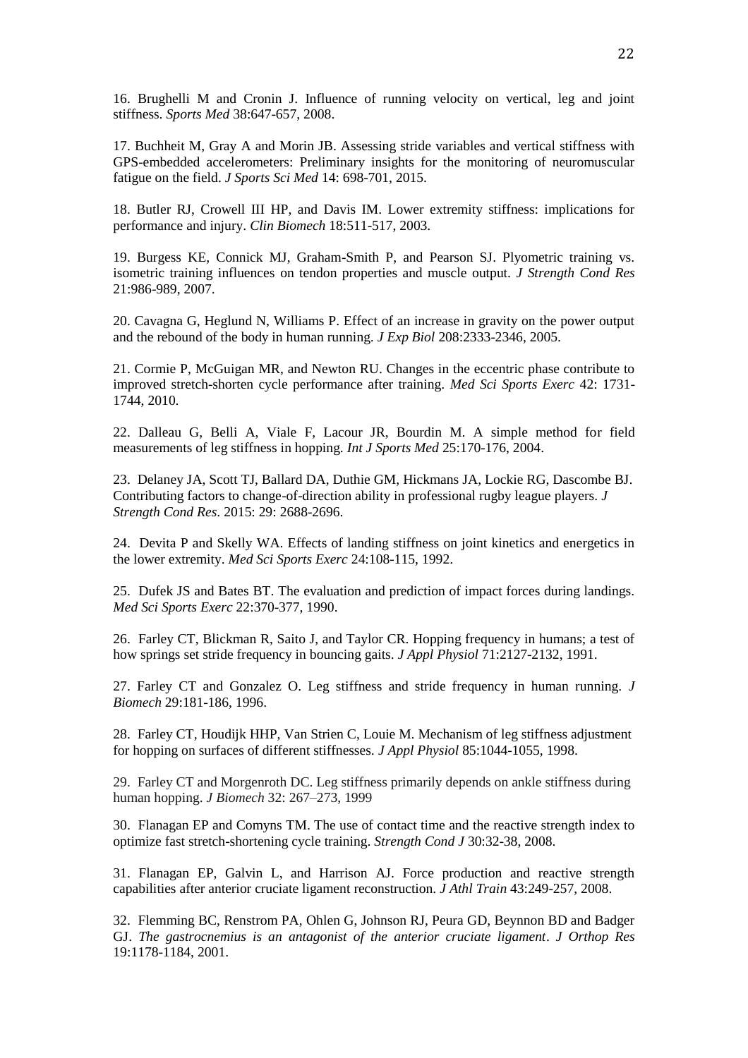16. Brughelli M and Cronin J. Influence of running velocity on vertical, leg and joint stiffness. *Sports Med* 38:647-657, 2008.

17. Buchheit M, Gray A and Morin JB. Assessing stride variables and vertical stiffness with GPS-embedded accelerometers: Preliminary insights for the monitoring of neuromuscular fatigue on the field. *J Sports Sci Med* 14: 698-701, 2015.

18. Butler RJ, Crowell III HP, and Davis IM. Lower extremity stiffness: implications for performance and injury. *Clin Biomech* 18:511-517, 2003.

19. Burgess KE, Connick MJ, Graham-Smith P, and Pearson SJ. Plyometric training vs. isometric training influences on tendon properties and muscle output. *J Strength Cond Res* 21:986-989, 2007.

20. Cavagna G, Heglund N, Williams P. Effect of an increase in gravity on the power output and the rebound of the body in human running. *J Exp Biol* 208:2333-2346, 2005.

21. Cormie P, McGuigan MR, and Newton RU. Changes in the eccentric phase contribute to improved stretch-shorten cycle performance after training. *Med Sci Sports Exerc* 42: 1731-1744, 2010.

22. Dalleau G, Belli A, Viale F, Lacour JR, Bourdin M. A simple method for field measurements of leg stiffness in hopping. *Int J Sports Med* 25:170-176, 2004.

23. Delaney JA, Scott TJ, Ballard DA, Duthie GM, Hickmans JA, Lockie RG, Dascombe BJ. Contributing factors to change-of-direction ability in professional rugby league players. *J Strength Cond Res*. 2015: 29: 2688-2696.

24. Devita P and Skelly WA. Effects of landing stiffness on joint kinetics and energetics in the lower extremity. *Med Sci Sports Exerc* 24:108-115, 1992.

25. Dufek JS and Bates BT. The evaluation and prediction of impact forces during landings. *Med Sci Sports Exerc* 22:370-377, 1990.

26. Farley CT, Blickman R, Saito J, and Taylor CR. Hopping frequency in humans; a test of how springs set stride frequency in bouncing gaits. *J Appl Physiol* 71:2127-2132, 1991.

27. Farley CT and Gonzalez O. Leg stiffness and stride frequency in human running. *J Biomech* 29:181-186, 1996.

28. Farley CT, Houdijk HHP, Van Strien C, Louie M. Mechanism of leg stiffness adjustment for hopping on surfaces of different stiffnesses. *J Appl Physiol* 85:1044-1055, 1998.

29. Farley CT and Morgenroth DC. Leg stiffness primarily depends on ankle stiffness during human hopping. *J Biomech* 32: 267–273, 1999

30. Flanagan EP and Comyns TM. The use of contact time and the reactive strength index to optimize fast stretch-shortening cycle training. *Strength Cond J* 30:32-38, 2008.

31. Flanagan EP, Galvin L, and Harrison AJ. Force production and reactive strength capabilities after anterior cruciate ligament reconstruction. *J Athl Train* 43:249-257, 2008.

32. Flemming BC, Renstrom PA, Ohlen G, Johnson RJ, Peura GD, Beynnon BD and Badger GJ. *The gastrocnemius is an antagonist of the anterior cruciate ligament*. *J Orthop Res* 19:1178-1184, 2001.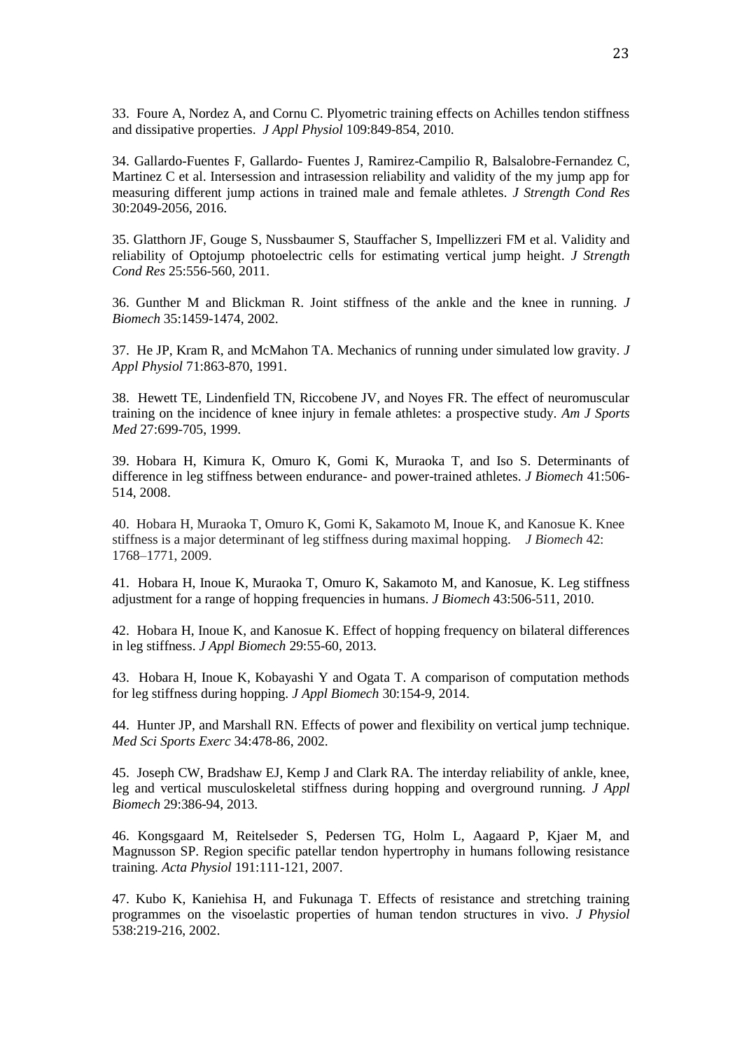33. Foure A, Nordez A, and Cornu C. Plyometric training effects on Achilles tendon stiffness and dissipative properties. *J Appl Physiol* 109:849-854, 2010.

34. Gallardo-Fuentes F, Gallardo- Fuentes J, Ramirez-Campilio R, Balsalobre-Fernandez C, Martinez C et al. Intersession and intrasession reliability and validity of the my jump app for measuring different jump actions in trained male and female athletes. *J Strength Cond Res* 30:2049-2056, 2016.

35. Glatthorn JF, Gouge S, Nussbaumer S, Stauffacher S, Impellizzeri FM et al. Validity and reliability of Optojump photoelectric cells for estimating vertical jump height. *J Strength Cond Res* 25:556-560, 2011.

36. Gunther M and Blickman R. Joint stiffness of the ankle and the knee in running. *J Biomech* 35:1459-1474, 2002.

37. He JP, Kram R, and McMahon TA. Mechanics of running under simulated low gravity. *J Appl Physiol* 71:863-870, 1991.

38. Hewett TE, Lindenfield TN, Riccobene JV, and Noyes FR. The effect of neuromuscular training on the incidence of knee injury in female athletes: a prospective study. *Am J Sports Med* 27:699-705, 1999.

39. Hobara H, Kimura K, Omuro K, Gomi K, Muraoka T, and Iso S. Determinants of difference in leg stiffness between endurance- and power-trained athletes. *J Biomech* 41:506-514, 2008.

40. Hobara H, Muraoka T, Omuro K, Gomi K, Sakamoto M, Inoue K, and Kanosue K. Knee stiffness is a major determinant of leg stiffness during maximal hopping. *J Biomech* 42: 1768–1771, 2009.

41. Hobara H, Inoue K, Muraoka T, Omuro K, Sakamoto M, and Kanosue, K. Leg stiffness adjustment for a range of hopping frequencies in humans. *J Biomech* 43:506-511, 2010.

42. Hobara H, Inoue K, and Kanosue K. Effect of hopping frequency on bilateral differences in leg stiffness. *J Appl Biomech* 29:55-60, 2013.

43. Hobara H, Inoue K, Kobayashi Y and Ogata T. A comparison of computation methods for leg stiffness during hopping. *J Appl Biomech* 30:154-9, 2014.

44. Hunter JP, and Marshall RN. Effects of power and flexibility on vertical jump technique. *Med Sci Sports Exerc* 34:478-86, 2002.

45. Joseph CW, Bradshaw EJ, Kemp J and Clark RA. The interday reliability of ankle, knee, leg and vertical musculoskeletal stiffness during hopping and overground running. *J Appl Biomech* 29:386-94, 2013.

46. Kongsgaard M, Reitelseder S, Pedersen TG, Holm L, Aagaard P, Kjaer M, and Magnusson SP. Region specific patellar tendon hypertrophy in humans following resistance training. *Acta Physiol* 191:111-121, 2007.

47. Kubo K, Kaniehisa H, and Fukunaga T. Effects of resistance and stretching training programmes on the visoelastic properties of human tendon structures in vivo. *J Physiol* 538:219-216, 2002.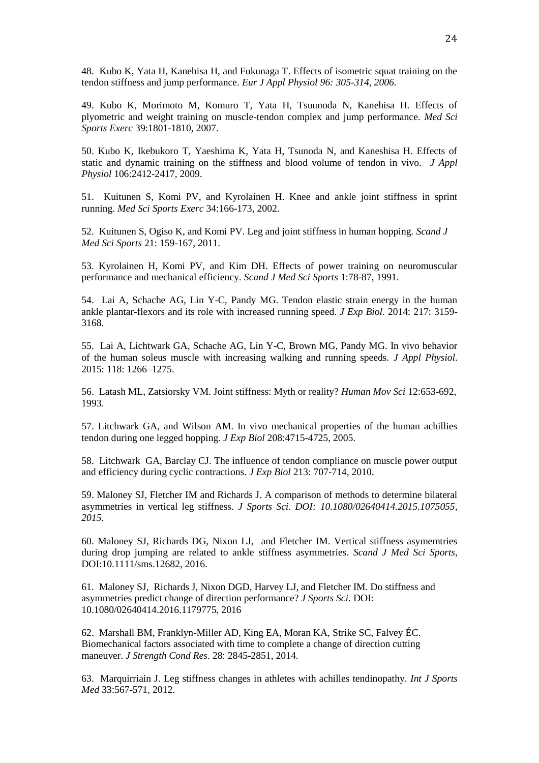48. Kubo K, Yata H, Kanehisa H, and Fukunaga T. Effects of isometric squat training on the tendon stiffness and jump performance. *Eur J Appl Physiol 96: 305-314, 2006.*

49. Kubo K, Morimoto M, Komuro T, Yata H, Tsuunoda N, Kanehisa H. Effects of plyometric and weight training on muscle-tendon complex and jump performance. *Med Sci Sports Exerc* 39:1801-1810, 2007.

50. Kubo K, Ikebukoro T, Yaeshima K, Yata H, Tsunoda N, and Kaneshisa H. Effects of static and dynamic training on the stiffness and blood volume of tendon in vivo. *J Appl Physiol* 106:2412-2417, 2009.

51. Kuitunen S, Komi PV, and Kyrolainen H. Knee and ankle joint stiffness in sprint running. *Med Sci Sports Exerc* 34:166-173, 2002.

52. Kuitunen S, Ogiso K, and Komi PV. Leg and joint stiffness in human hopping. *Scand J Med Sci Sports* 21: 159-167, 2011.

53. Kyrolainen H, Komi PV, and Kim DH. Effects of power training on neuromuscular performance and mechanical efficiency. *Scand J Med Sci Sports* 1:78-87, 1991.

54. Lai A, Schache AG, Lin Y-C, Pandy MG. Tendon elastic strain energy in the human ankle plantar-flexors and its role with increased running speed. *J Exp Biol*. 2014: 217: 3159-3168.

55. Lai A, Lichtwark GA, Schache AG, Lin Y-C, Brown MG, Pandy MG. In vivo behavior of the human soleus muscle with increasing walking and running speeds. *J Appl Physiol*. 2015: 118: 1266–1275.

56. Latash ML, Zatsiorsky VM. Joint stiffness: Myth or reality? *Human Mov Sci* 12:653-692, 1993.

57. Litchwark GA, and Wilson AM. In vivo mechanical properties of the human achillies tendon during one legged hopping. *J Exp Biol* 208:4715-4725, 2005.

58. Litchwark GA, Barclay CJ. The influence of tendon compliance on muscle power output and efficiency during cyclic contractions. *J Exp Biol* 213: 707-714, 2010.

59. Maloney SJ, Fletcher IM and Richards J. A comparison of methods to determine bilateral asymmetries in vertical leg stiffness. *J Sports Sci. DOI: 10.1080/02640414.2015.1075055, 2015.*

60. Maloney SJ, Richards DG, Nixon LJ, and Fletcher IM. Vertical stiffness asymemtries during drop jumping are related to ankle stiffness asymmetries. *Scand J Med Sci Sports*, DOI:10.1111/sms.12682, 2016.

61. Maloney SJ, Richards J, Nixon DGD, Harvey LJ, and Fletcher IM. Do stiffness and asymmetries predict change of direction performance? *J Sports Sci*. DOI: 10.1080/02640414.2016.1179775, 2016

62. Marshall BM, Franklyn-Miller AD, King EA, Moran KA, Strike SC, Falvey ÉC. Biomechanical factors associated with time to complete a change of direction cutting maneuver. *J Strength Cond Res*. 28: 2845-2851, 2014.

63. Marquirriain J. Leg stiffness changes in athletes with achilles tendinopathy. *Int J Sports Med* 33:567-571, 2012.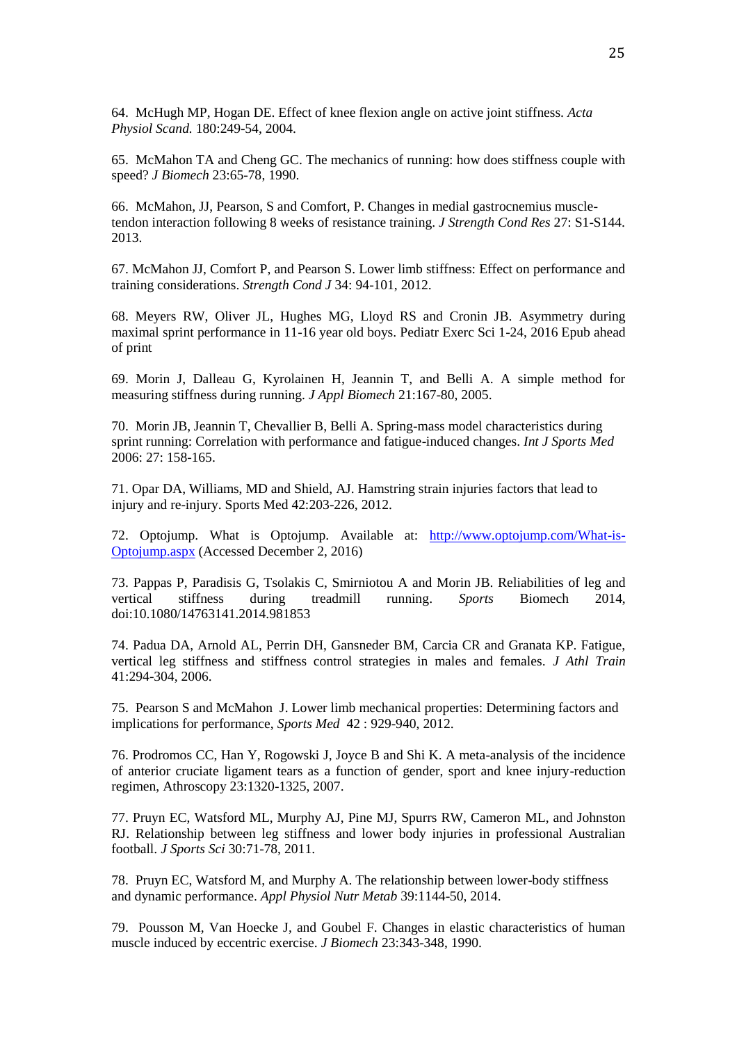64. McHugh MP, Hogan DE. Effect of knee flexion angle on active joint stiffness. *Acta Physiol Scand.* 180:249-54, 2004.

65. McMahon TA and Cheng GC. The mechanics of running: how does stiffness couple with speed? *J Biomech* 23:65-78, 1990.

66. McMahon, JJ, Pearson, S and Comfort, P. Changes in medial gastrocnemius muscle-tendon interaction following 8 weeks of resistance training. *J Strength Cond Res* 27: S1-S144. 2013.

67. McMahon JJ, Comfort P, and Pearson S. Lower limb stiffness: Effect on performance and training considerations. *Strength Cond J* 34: 94-101, 2012.

68. Meyers RW, Oliver JL, Hughes MG, Lloyd RS and Cronin JB. Asymmetry during maximal sprint performance in 11-16 year old boys. Pediatr Exerc Sci 1-24, 2016 Epub ahead of print

69. Morin J, Dalleau G, Kyrolainen H, Jeannin T, and Belli A. A simple method for measuring stiffness during running. *J Appl Biomech* 21:167-80, 2005.

70. Morin JB, Jeannin T, Chevallier B, Belli A. Spring-mass model characteristics during sprint running: Correlation with performance and fatigue-induced changes. *Int J Sports Med* 2006: 27: 158-165.

71. Opar DA, Williams, MD and Shield, AJ. Hamstring strain injuries factors that lead to injury and re-injury. Sports Med 42:203-226, 2012.

72. Optojump. What is Optojump. Available at: [http://www.optojump.com/What-is-Optojump.aspx](http://www.optojump.com/What-is-Optojump.aspx) (Accessed December 2, 2016)

73. Pappas P, Paradisis G, Tsolakis C, Smirniotou A and Morin JB. Reliabilities of leg and vertical stiffness during treadmill running. *Sports* Biomech 2014, doi:10.1080/14763141.2014.981853

74. Padua DA, Arnold AL, Perrin DH, Gansneder BM, Carcia CR and Granata KP. Fatigue, vertical leg stiffness and stiffness control strategies in males and females. *J Athl Train* 41:294-304, 2006.

75. Pearson S and McMahon J. Lower limb mechanical properties: Determining factors and implications for performance, *Sports Med* 42 : 929-940, 2012.

76. Prodromos CC, Han Y, Rogowski J, Joyce B and Shi K. A meta-analysis of the incidence of anterior cruciate ligament tears as a function of gender, sport and knee injury-reduction regimen, Athroscopy 23:1320-1325, 2007.

77. Pruyn EC, Watsford ML, Murphy AJ, Pine MJ, Spurrs RW, Cameron ML, and Johnston RJ. Relationship between leg stiffness and lower body injuries in professional Australian football. *J Sports Sci* 30:71-78, 2011.

78. Pruyn EC, Watsford M, and Murphy A. The relationship between lower-body stiffness and dynamic performance. *Appl Physiol Nutr Metab* 39:1144-50, 2014.

79. Pousson M, Van Hoecke J, and Goubel F. Changes in elastic characteristics of human muscle induced by eccentric exercise. *J Biomech* 23:343-348, 1990.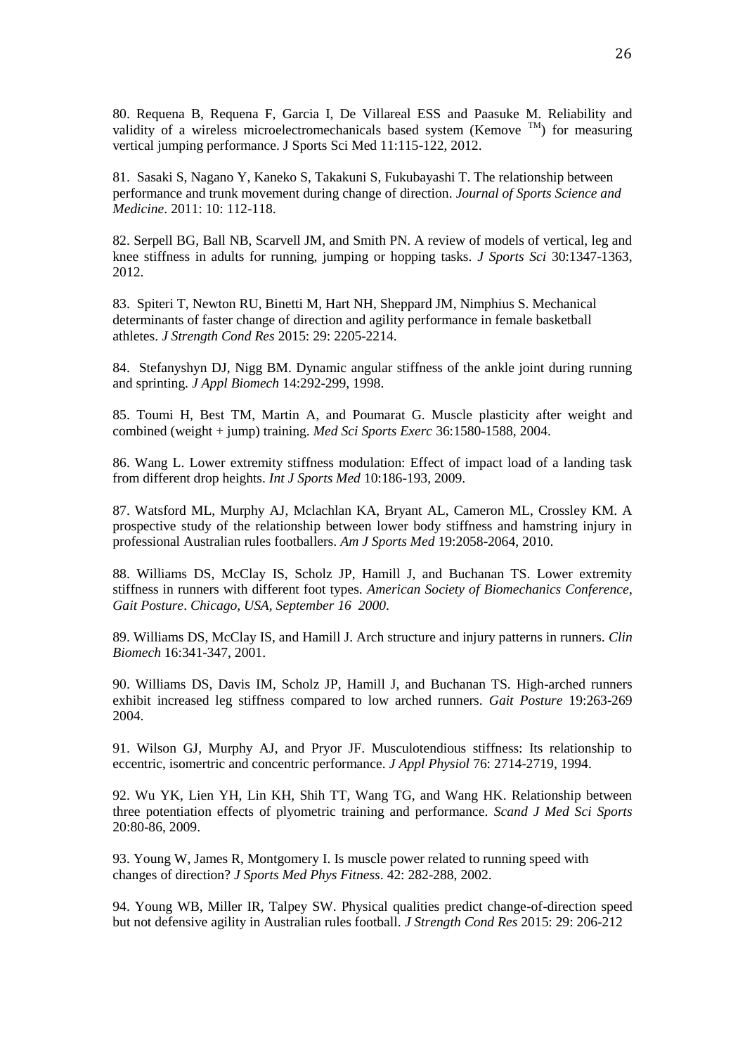80. Requena B, Requena F, Garcia I, De Villareal ESS and Paasuke M. Reliability and validity of a wireless microelectromechanicals based system (Kemove ™) for measuring vertical jumping performance. J Sports Sci Med 11:115-122, 2012.

81. Sasaki S, Nagano Y, Kaneko S, Takakuni S, Fukubayashi T. The relationship between performance and trunk movement during change of direction. *Journal of Sports Science and Medicine*. 2011: 10: 112-118.

82. Serpell BG, Ball NB, Scarvell JM, and Smith PN. A review of models of vertical, leg and knee stiffness in adults for running, jumping or hopping tasks. *J Sports Sci* 30:1347-1363, 2012.

83. Spiteri T, Newton RU, Binetti M, Hart NH, Sheppard JM, Nimphius S. Mechanical determinants of faster change of direction and agility performance in female basketball athletes. *J Strength Cond Res* 2015: 29: 2205-2214.

84. Stefanyshyn DJ, Nigg BM. Dynamic angular stiffness of the ankle joint during running and sprinting. *J Appl Biomech* 14:292-299, 1998.

85. Toumi H, Best TM, Martin A, and Poumarat G. Muscle plasticity after weight and combined (weight + jump) training. *Med Sci Sports Exerc* 36:1580-1588, 2004.

86. Wang L. Lower extremity stiffness modulation: Effect of impact load of a landing task from different drop heights. *Int J Sports Med* 10:186-193, 2009.

87. Watsford ML, Murphy AJ, Mclachlan KA, Bryant AL, Cameron ML, Crossley KM. A prospective study of the relationship between lower body stiffness and hamstring injury in professional Australian rules footballers. *Am J Sports Med* 19:2058-2064, 2010.

88. Williams DS, McClay IS, Scholz JP, Hamill J, and Buchanan TS. Lower extremity stiffness in runners with different foot types. *American Society of Biomechanics Conference, Gait Posture*. *Chicago, USA, September 16 2000.*

89. Williams DS, McClay IS, and Hamill J. Arch structure and injury patterns in runners. *Clin Biomech* 16:341-347, 2001.

90. Williams DS, Davis IM, Scholz JP, Hamill J, and Buchanan TS. High-arched runners exhibit increased leg stiffness compared to low arched runners. *Gait Posture* 19:263-269 2004.

91. Wilson GJ, Murphy AJ, and Pryor JF. Musculotendious stiffness: Its relationship to eccentric, isomertric and concentric performance. *J Appl Physiol* 76: 2714-2719, 1994.

92. Wu YK, Lien YH, Lin KH, Shih TT, Wang TG, and Wang HK. Relationship between three potentiation effects of plyometric training and performance. *Scand J Med Sci Sports* 20:80-86, 2009.

93. Young W, James R, Montgomery I. Is muscle power related to running speed with changes of direction? *J Sports Med Phys Fitness*. 42: 282-288, 2002.

94. Young WB, Miller IR, Talpey SW. Physical qualities predict change-of-direction speed but not defensive agility in Australian rules football. *J Strength Cond Res* 2015: 29: 206-212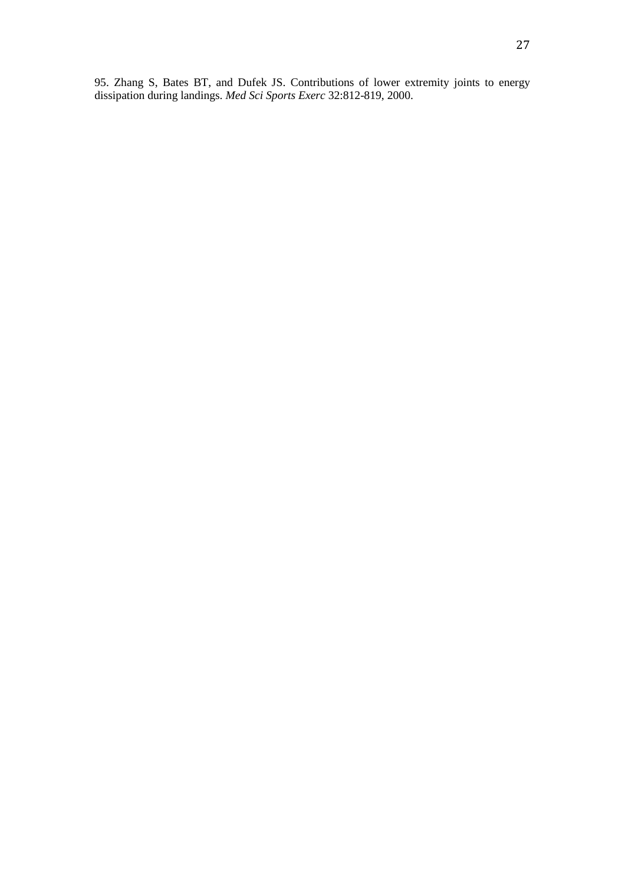95. Zhang S, Bates BT, and Dufek JS. Contributions of lower extremity joints to energy dissipation during landings. *Med Sci Sports Exerc* 32:812-819, 2000.